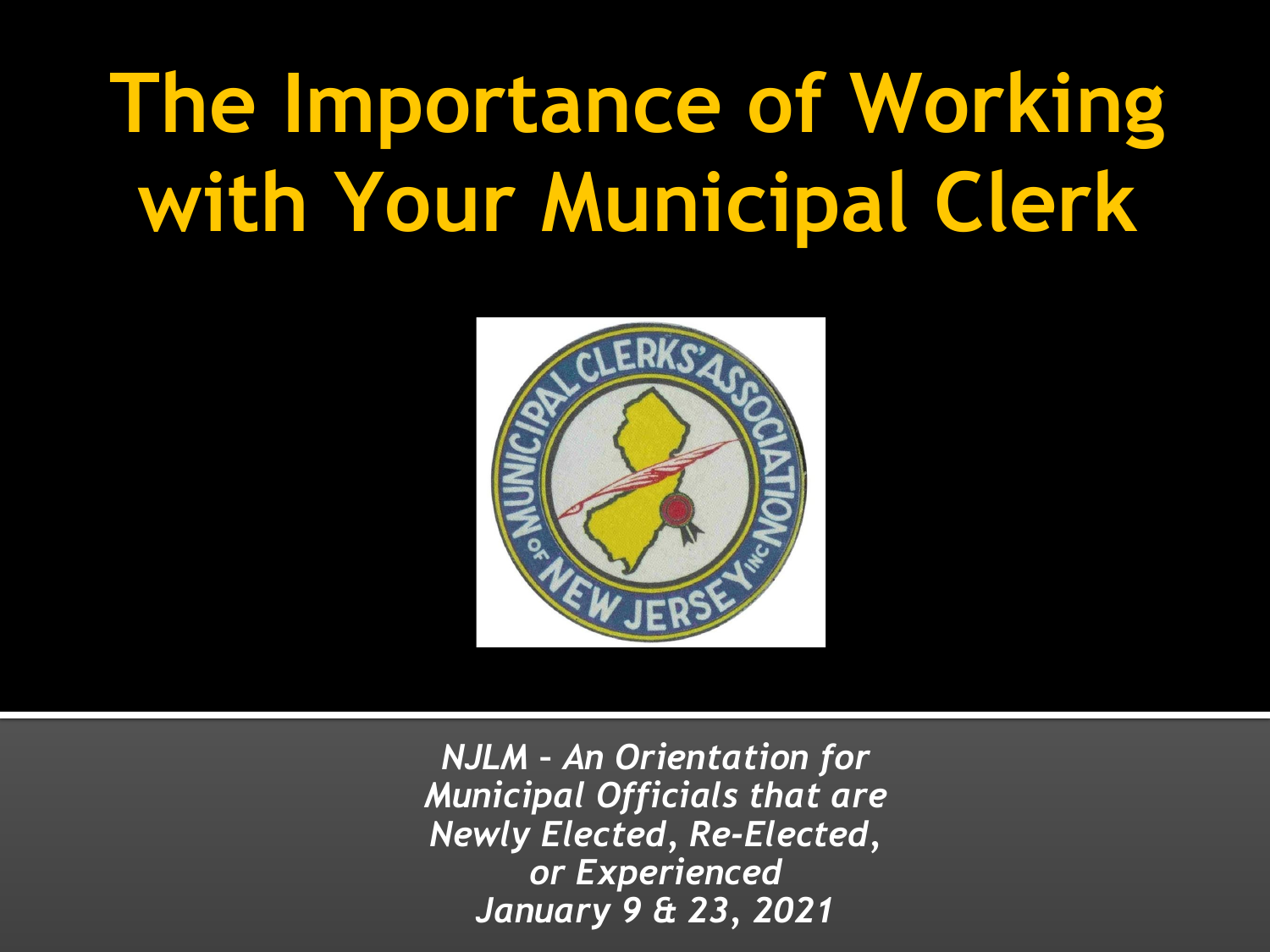# The Importance of Working with Your Municipal Clerk

*NJLM – An Orientation for Municipal Officials that are Newly Elected, Re-Elected, or Experienced*
*January 9 & 23, 2021*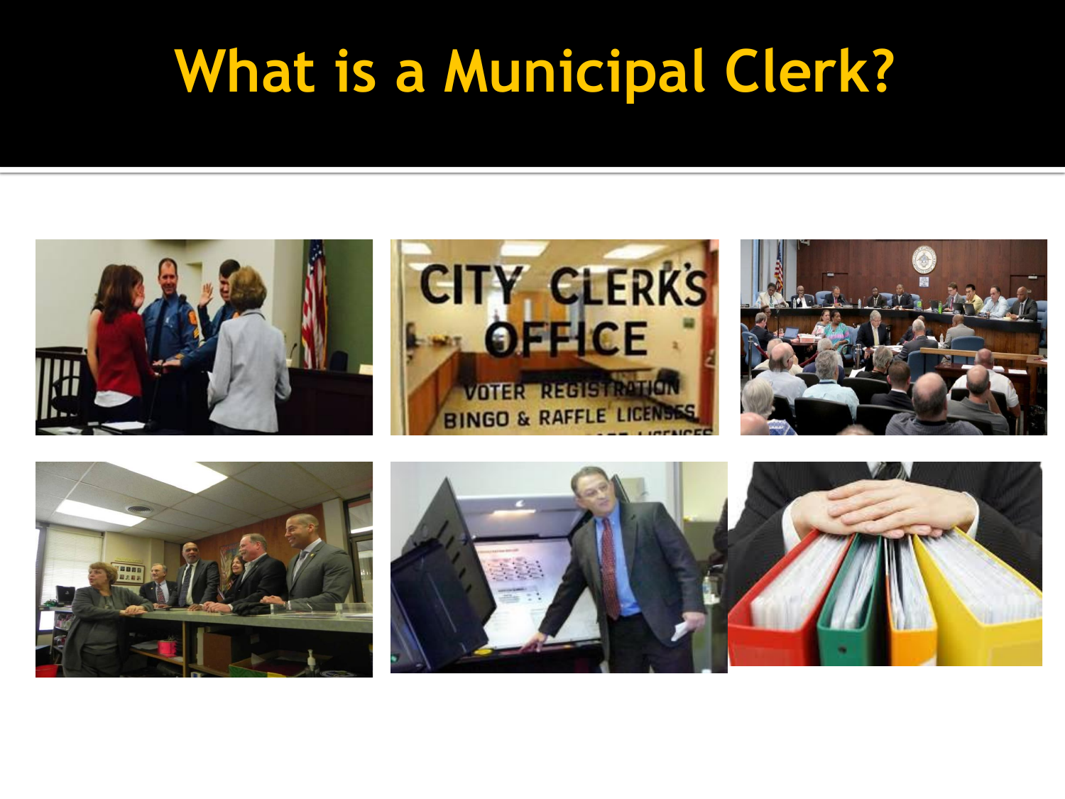# What is a Municipal Clerk?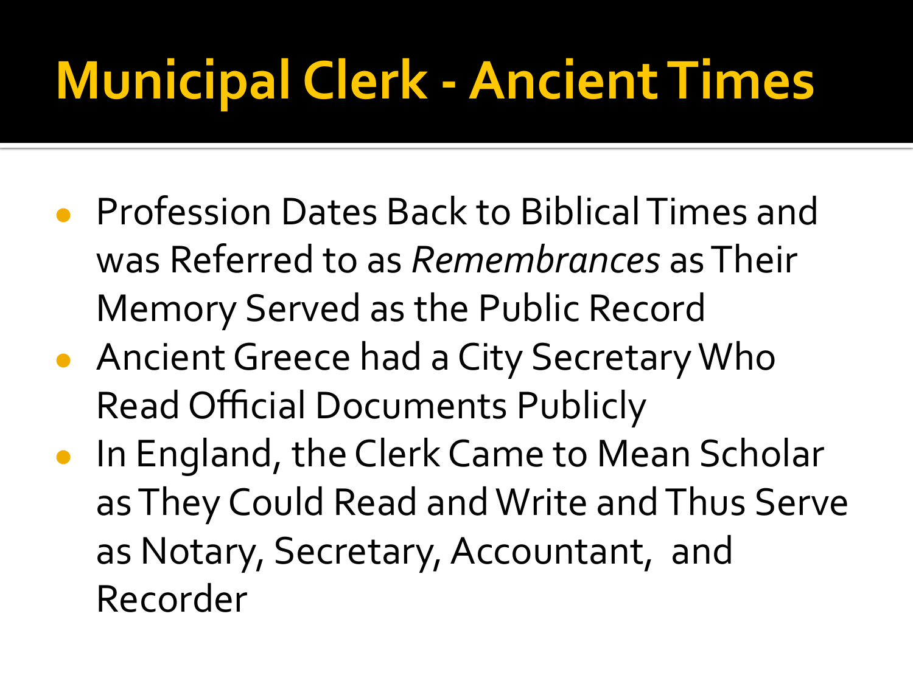# Municipal Clerk - Ancient Times

- Profession Dates Back to Biblical Times and was Referred to as *Remembrances* as Their Memory Served as the Public Record
- Ancient Greece had a City Secretary Who Read Official Documents Publicly
- In England, the Clerk Came to Mean Scholar as They Could Read and Write and Thus Serve as Notary, Secretary, Accountant, and Recorder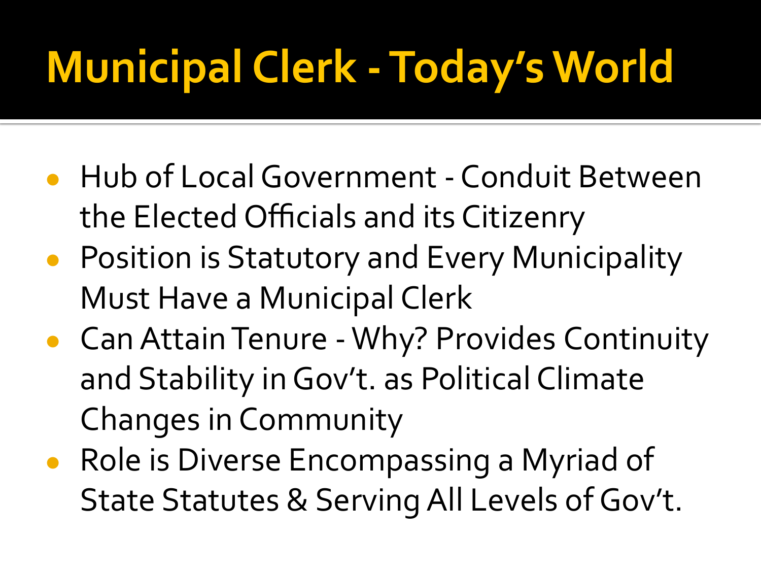# Municipal Clerk - Today's World

- Hub of Local Government - Conduit Between the Elected Officials and its Citizenry
- Position is Statutory and Every Municipality Must Have a Municipal Clerk
- Can Attain Tenure - Why? Provides Continuity and Stability in Gov't. as Political Climate Changes in Community
- Role is Diverse Encompassing a Myriad of State Statutes & Serving All Levels of Gov't.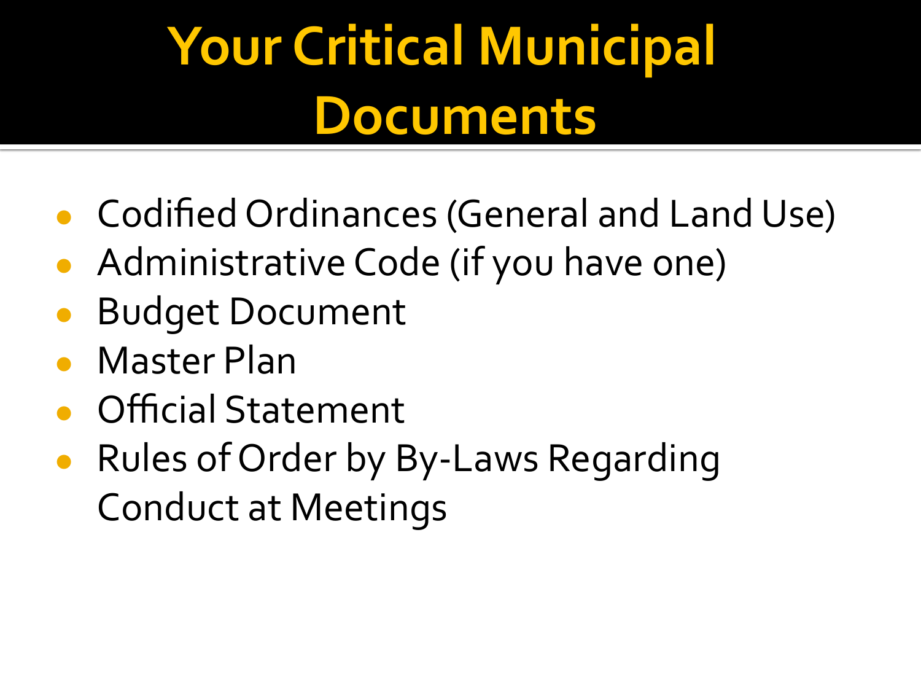# Your Critical Municipal Documents

- Codified Ordinances (General and Land Use)
- Administrative Code (if you have one)
- Budget Document
- Master Plan
- Official Statement
- Rules of Order by By-Laws Regarding Conduct at Meetings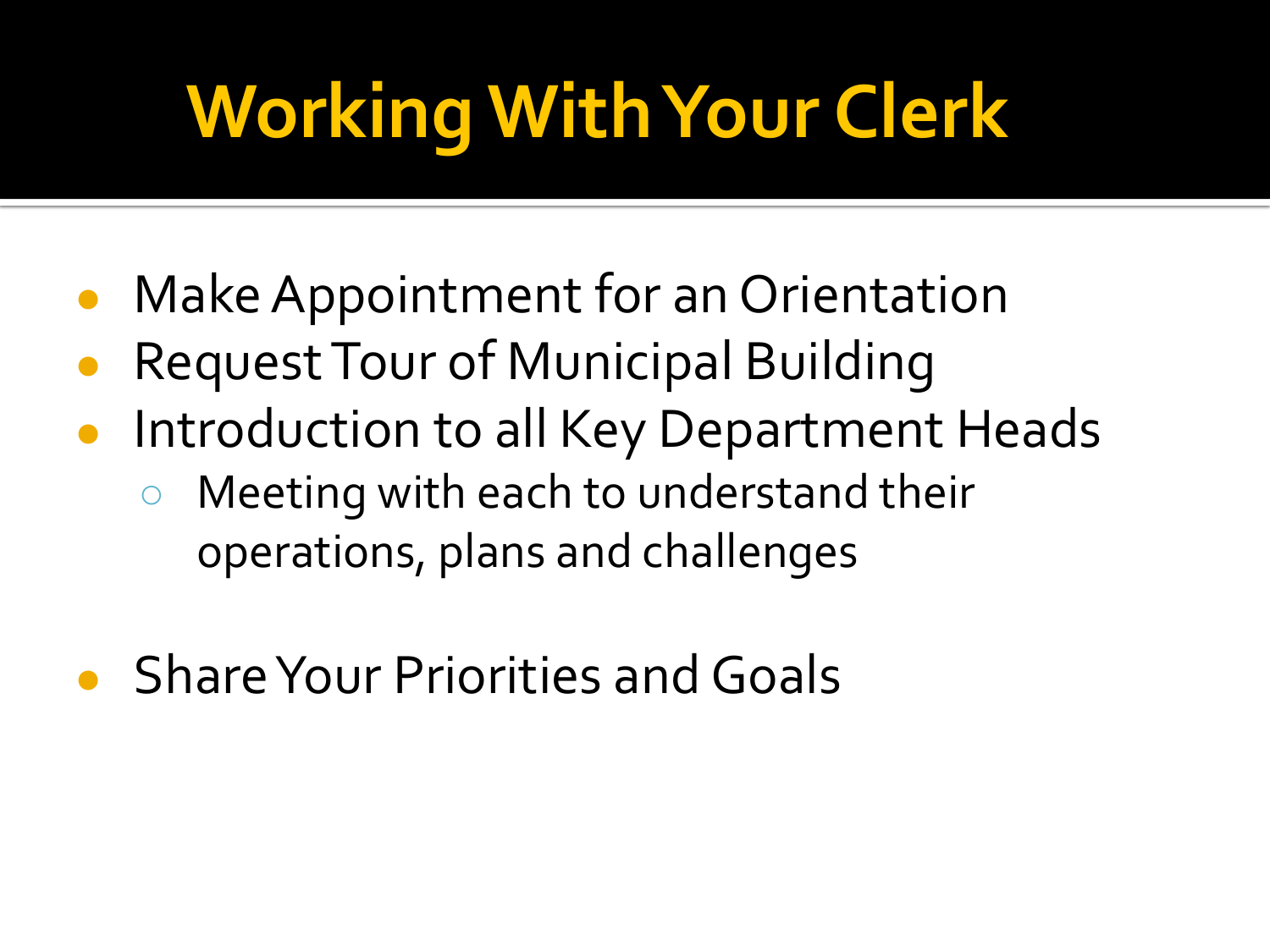# Working With Your Clerk

- Make Appointment for an Orientation
- Request Tour of Municipal Building
- Introduction to all Key Department Heads
  - Meeting with each to understand their operations, plans and challenges
- Share Your Priorities and Goals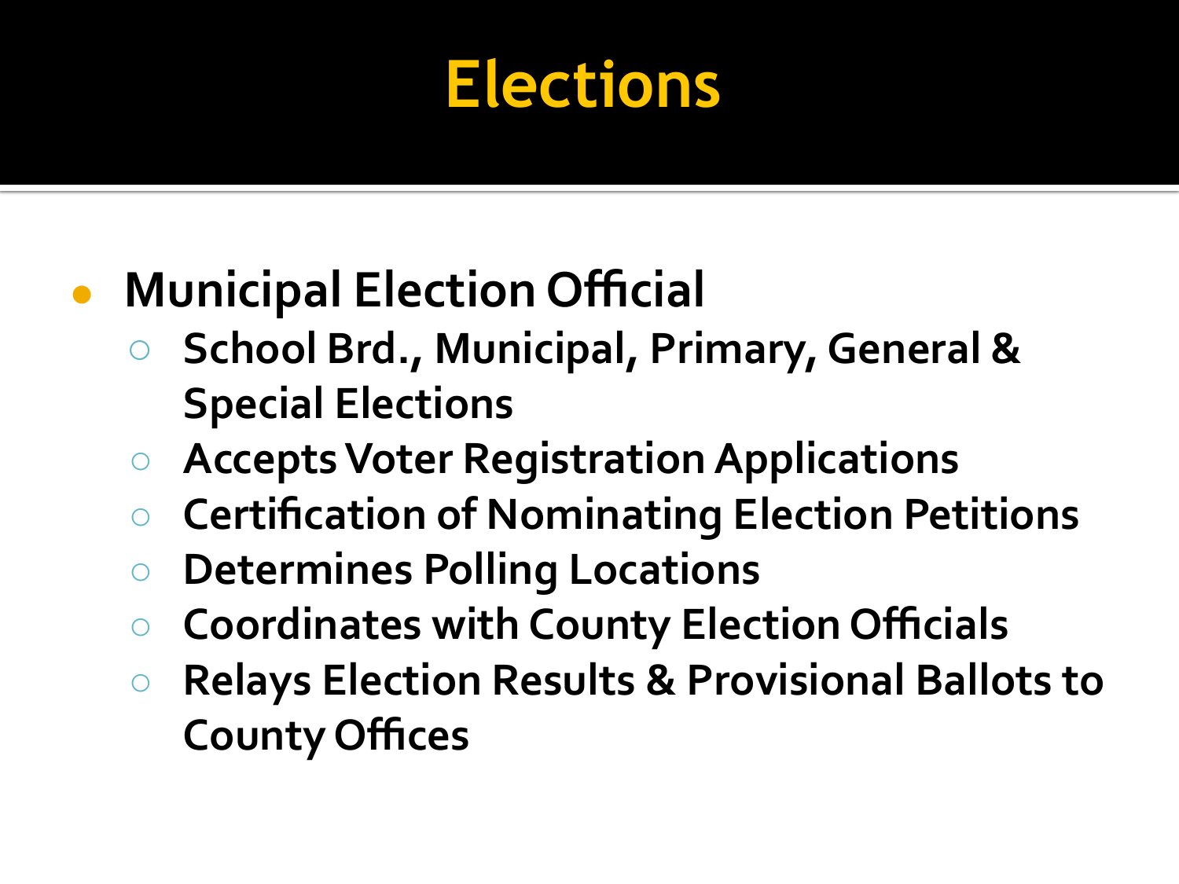# Elections

- Municipal Election Official
  - School Brd., Municipal, Primary, General & Special Elections
  - Accepts Voter Registration Applications
  - Certification of Nominating Election Petitions
  - Determines Polling Locations
  - Coordinates with County Election Officials
  - Relays Election Results & Provisional Ballots to County Offices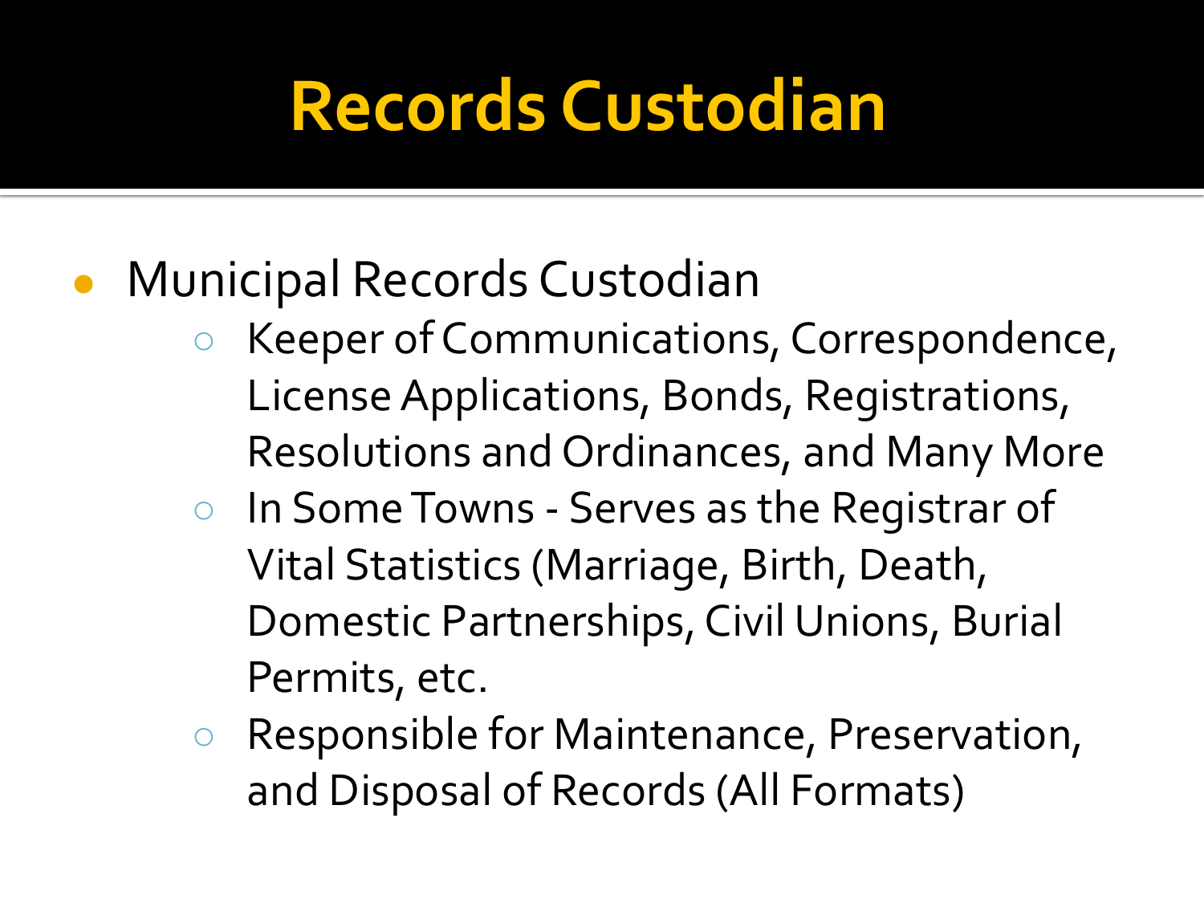# Records Custodian

- Municipal Records Custodian
  - Keeper of Communications, Correspondence, License Applications, Bonds, Registrations, Resolutions and Ordinances, and Many More
  - In Some Towns - Serves as the Registrar of Vital Statistics (Marriage, Birth, Death, Domestic Partnerships, Civil Unions, Burial Permits, etc.
  - Responsible for Maintenance, Preservation, and Disposal of Records (All Formats)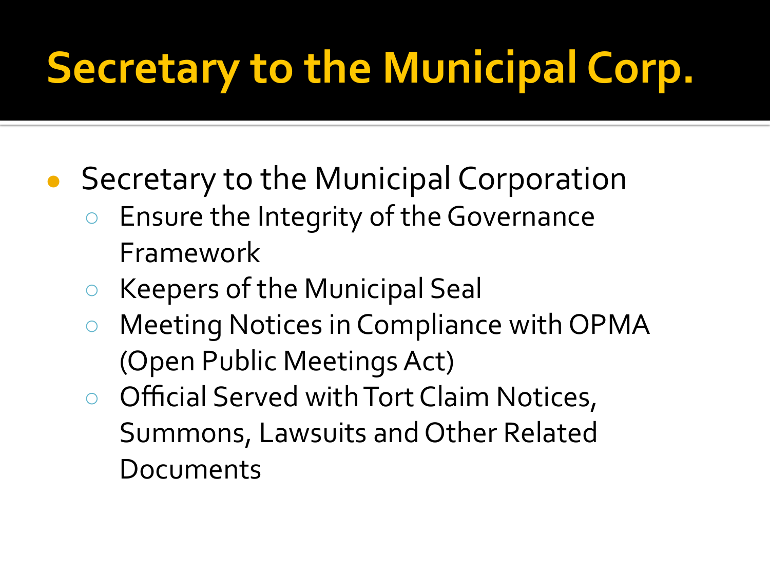# Secretary to the Municipal Corp.

- Secretary to the Municipal Corporation
  - Ensure the Integrity of the Governance Framework
  - Keepers of the Municipal Seal
  - Meeting Notices in Compliance with OPMA (Open Public Meetings Act)
  - Official Served with Tort Claim Notices, Summons, Lawsuits and Other Related Documents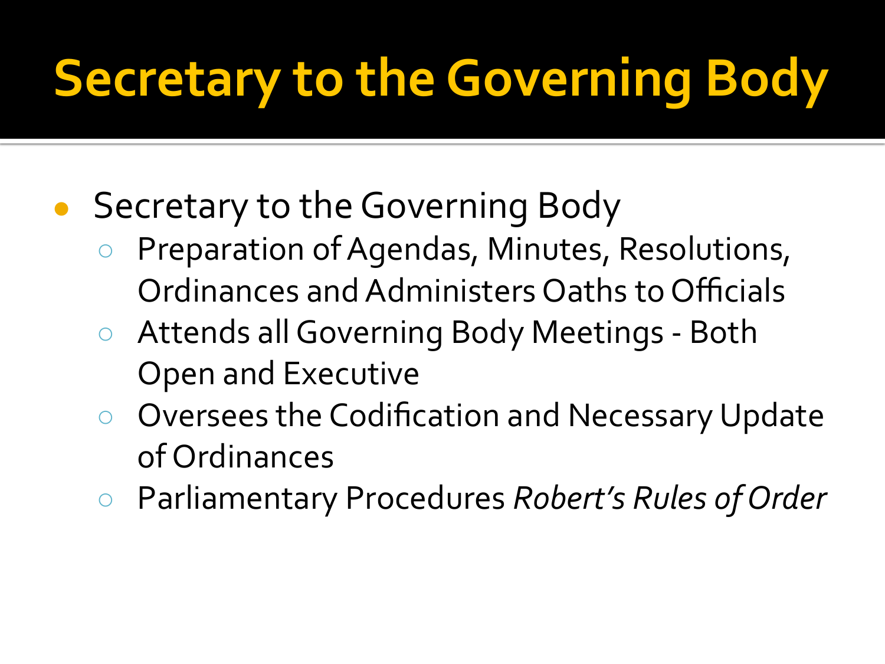# Secretary to the Governing Body

- Secretary to the Governing Body
  - Preparation of Agendas, Minutes, Resolutions, Ordinances and Administers Oaths to Officials
  - Attends all Governing Body Meetings - Both Open and Executive
  - Oversees the Codification and Necessary Update of Ordinances
  - Parliamentary Procedures *Robert's Rules of Order*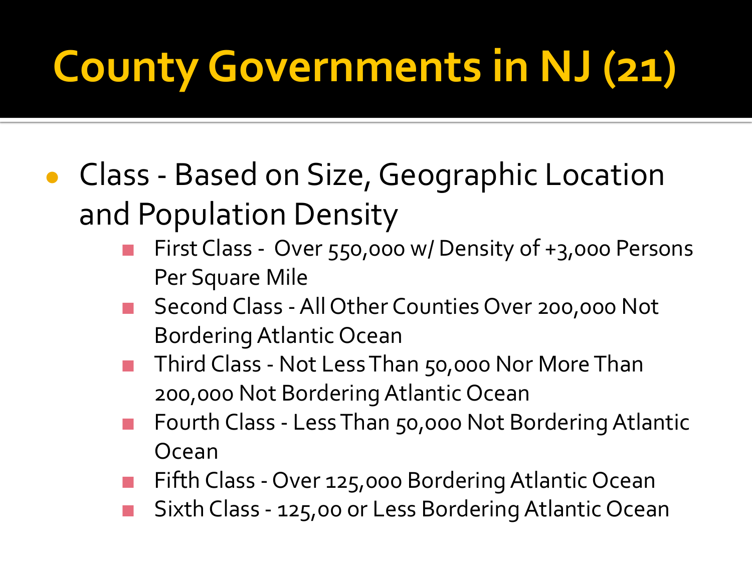# County Governments in NJ (21)

- Class - Based on Size, Geographic Location and Population Density
  - First Class - Over 550,000 w/ Density of +3,000 Persons Per Square Mile
  - Second Class - All Other Counties Over 200,000 Not Bordering Atlantic Ocean
  - Third Class - Not Less Than 50,000 Nor More Than 200,000 Not Bordering Atlantic Ocean
  - Fourth Class - Less Than 50,000 Not Bordering Atlantic Ocean
  - Fifth Class - Over 125,000 Bordering Atlantic Ocean
  - Sixth Class - 125,00 or Less Bordering Atlantic Ocean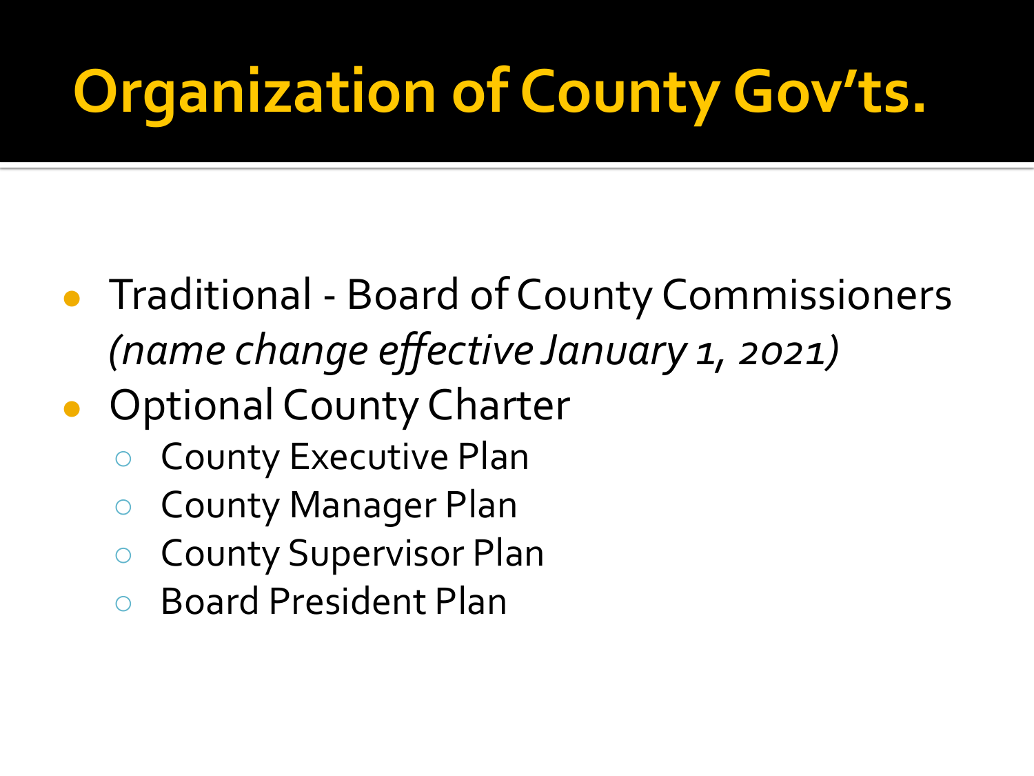# Organization of County Gov'ts.

- Traditional - Board of County Commissioners *(name change effective January 1, 2021)*
- Optional County Charter
  - County Executive Plan
  - County Manager Plan
  - County Supervisor Plan
  - Board President Plan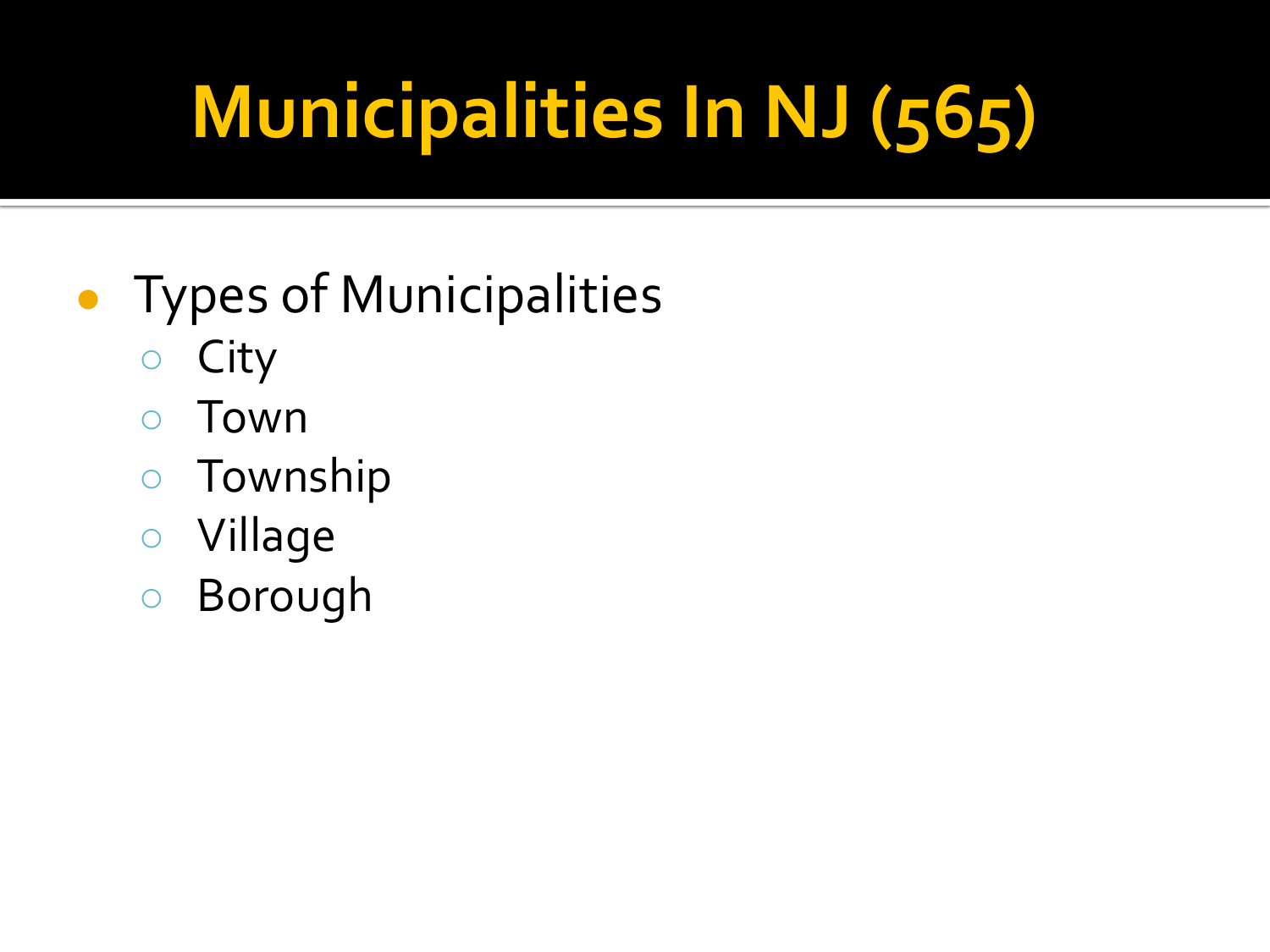# Municipalities In NJ (565)

- Types of Municipalities
  - City
  - Town
  - Township
  - Village
  - Borough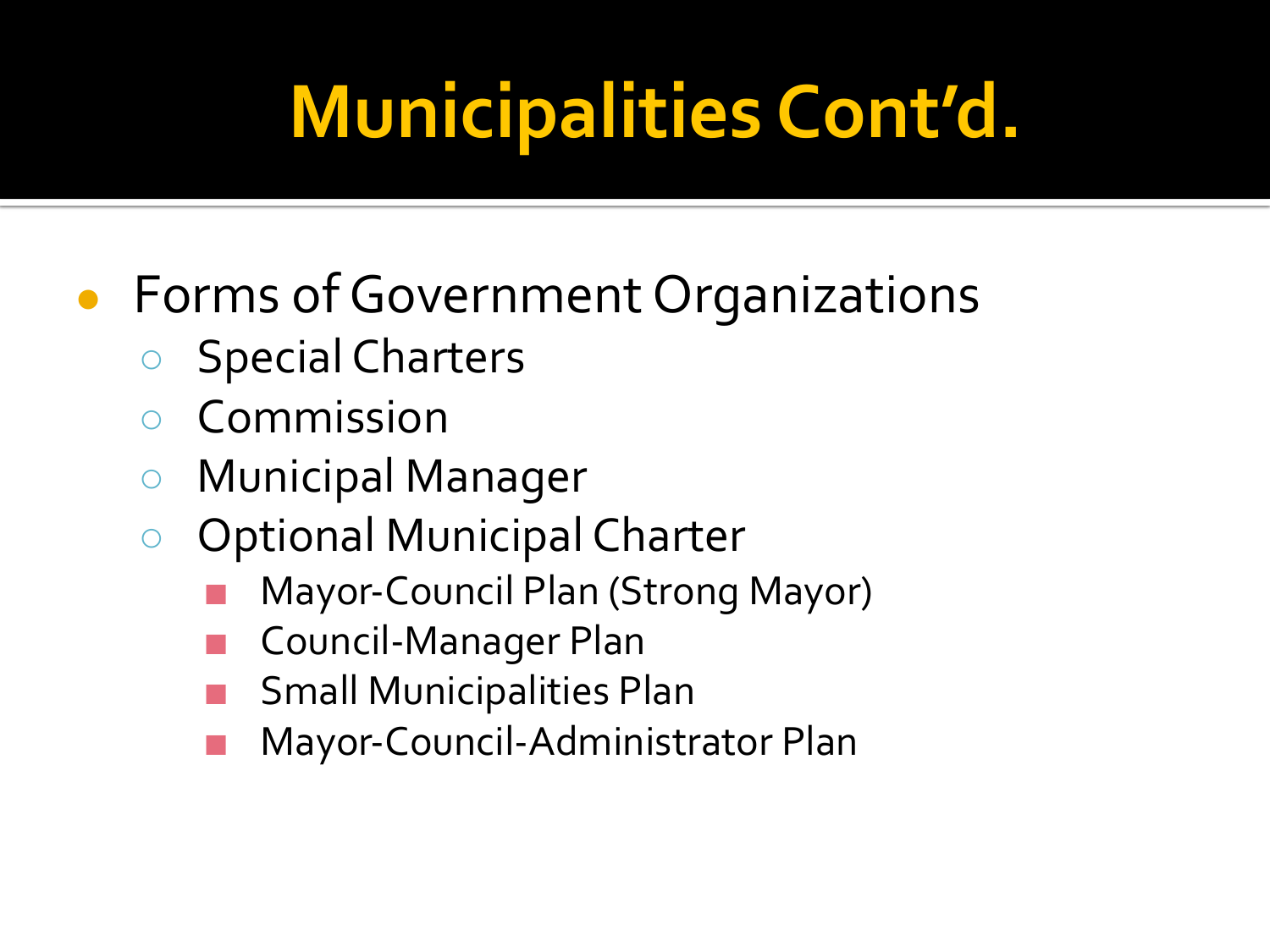# Municipalities Cont'd.

- Forms of Government Organizations
  - Special Charters
  - Commission
  - Municipal Manager
  - Optional Municipal Charter
    - Mayor-Council Plan (Strong Mayor)
    - Council-Manager Plan
    - Small Municipalities Plan
    - Mayor-Council-Administrator Plan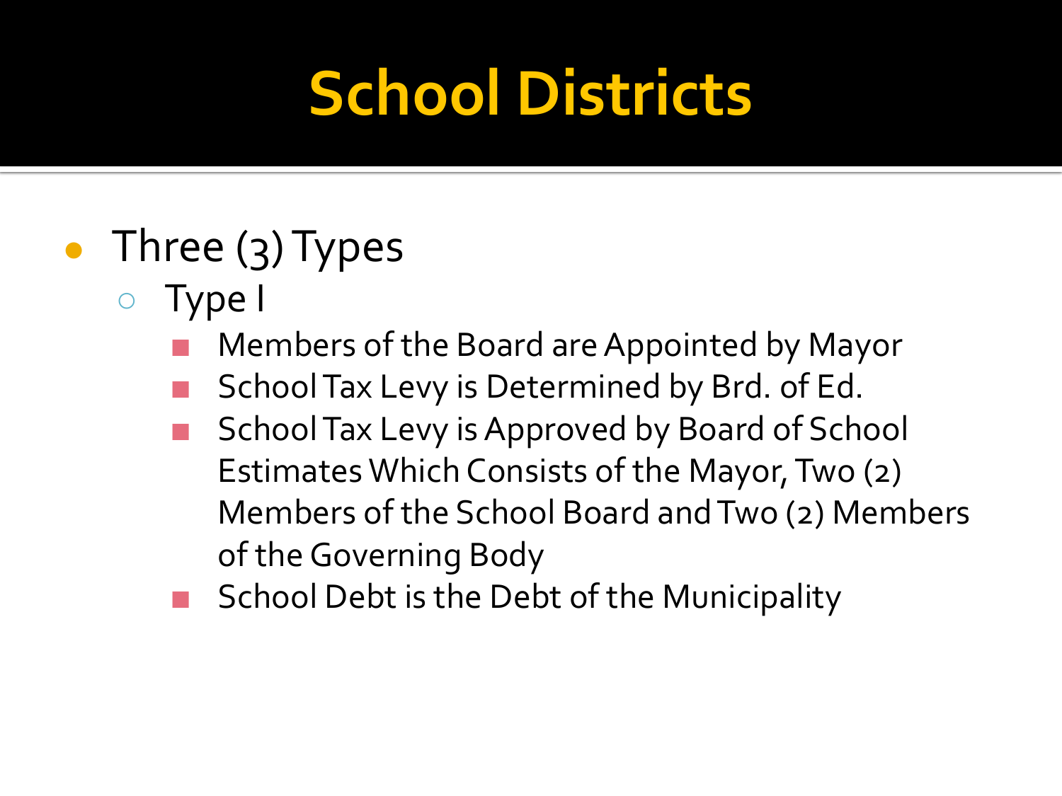# School Districts

- Three (3) Types
  - Type I
    - Members of the Board are Appointed by Mayor
    - School Tax Levy is Determined by Brd. of Ed.
    - School Tax Levy is Approved by Board of School Estimates Which Consists of the Mayor, Two (2) Members of the School Board and Two (2) Members of the Governing Body
    - School Debt is the Debt of the Municipality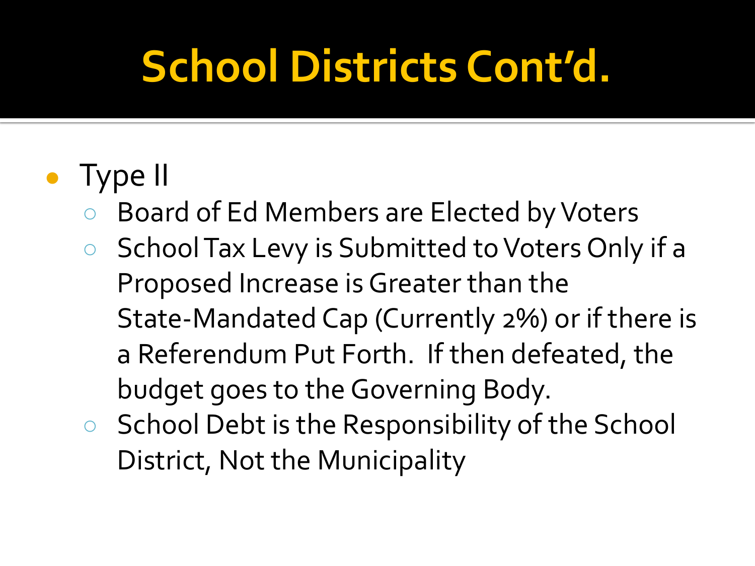# School Districts Cont'd.

- Type II
  - Board of Ed Members are Elected by Voters
  - School Tax Levy is Submitted to Voters Only if a Proposed Increase is Greater than the State-Mandated Cap (Currently 2%) or if there is a Referendum Put Forth. If then defeated, the budget goes to the Governing Body.
  - School Debt is the Responsibility of the School District, Not the Municipality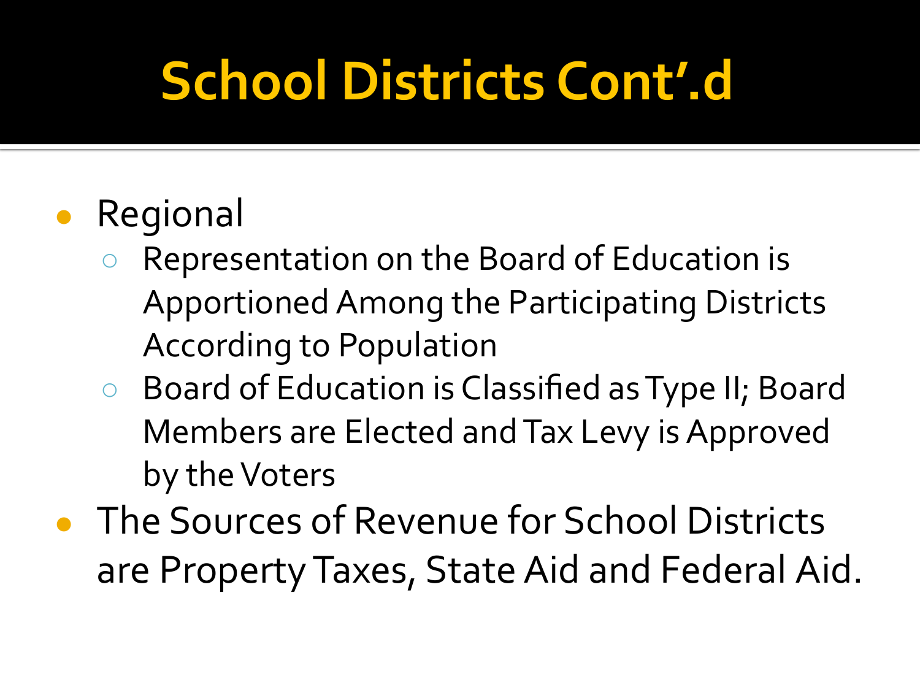# School Districts Cont'.d

- Regional
  - Representation on the Board of Education is Apportioned Among the Participating Districts According to Population
  - Board of Education is Classified as Type II; Board Members are Elected and Tax Levy is Approved by the Voters
- The Sources of Revenue for School Districts are Property Taxes, State Aid and Federal Aid.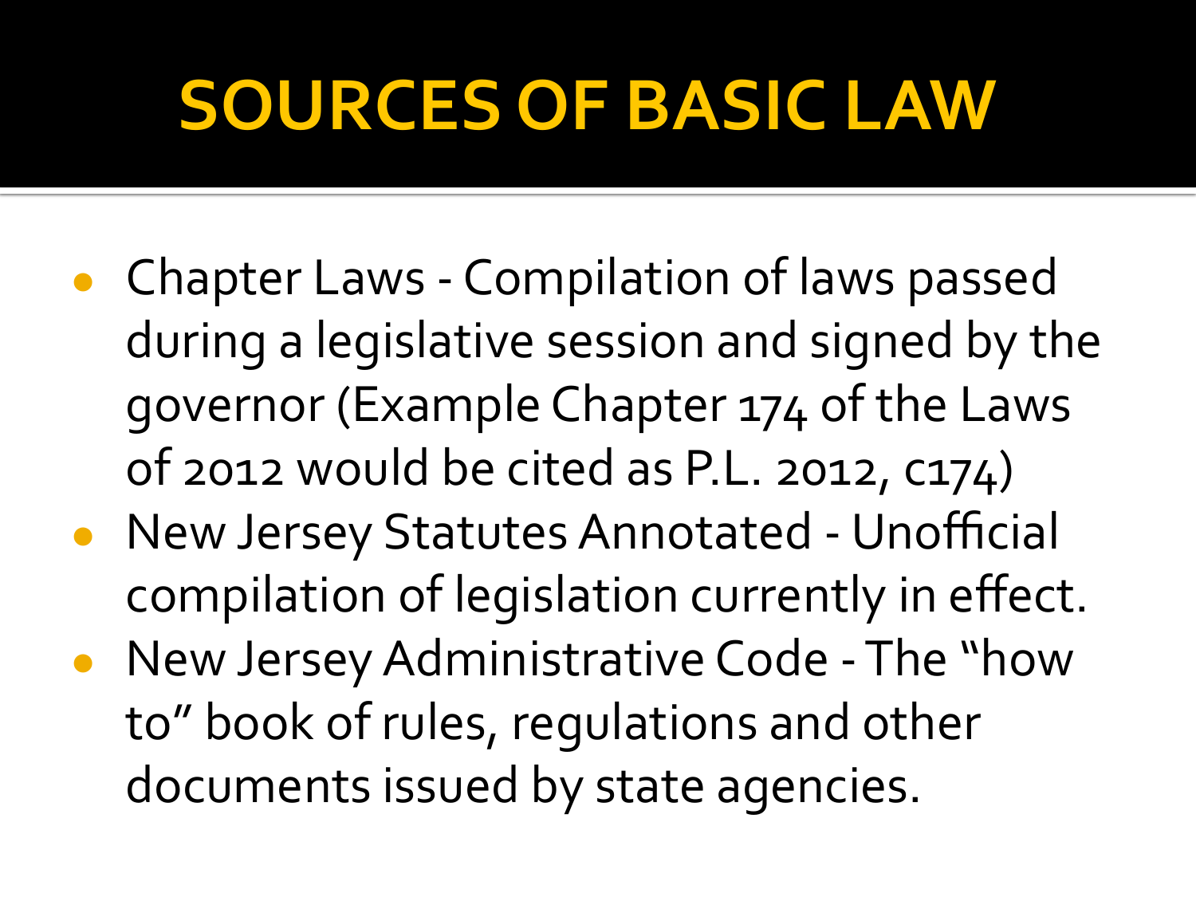# SOURCES OF BASIC LAW

- Chapter Laws - Compilation of laws passed during a legislative session and signed by the governor (Example Chapter 174 of the Laws of 2012 would be cited as P.L. 2012, c174)
- New Jersey Statutes Annotated - Unofficial compilation of legislation currently in effect.
- New Jersey Administrative Code - The "how to" book of rules, regulations and other documents issued by state agencies.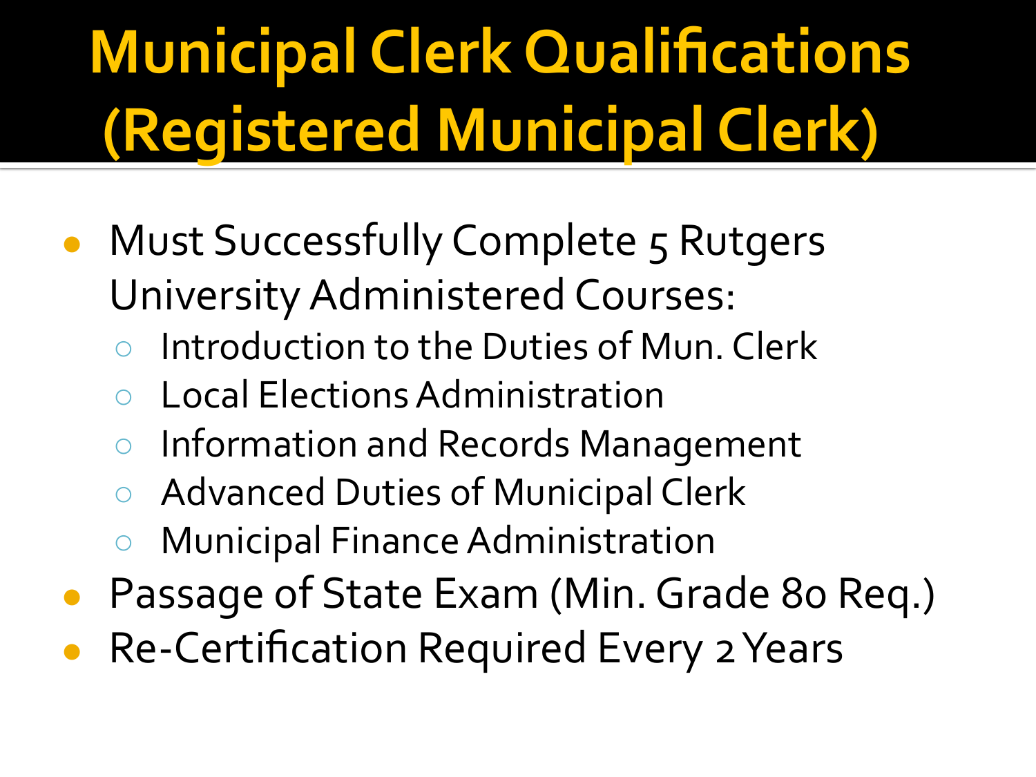# Municipal Clerk Qualifications (Registered Municipal Clerk)

- Must Successfully Complete 5 Rutgers University Administered Courses:
  - Introduction to the Duties of Mun. Clerk
  - Local Elections Administration
  - Information and Records Management
  - Advanced Duties of Municipal Clerk
  - Municipal Finance Administration
- Passage of State Exam (Min. Grade 80 Req.)
- Re-Certification Required Every 2 Years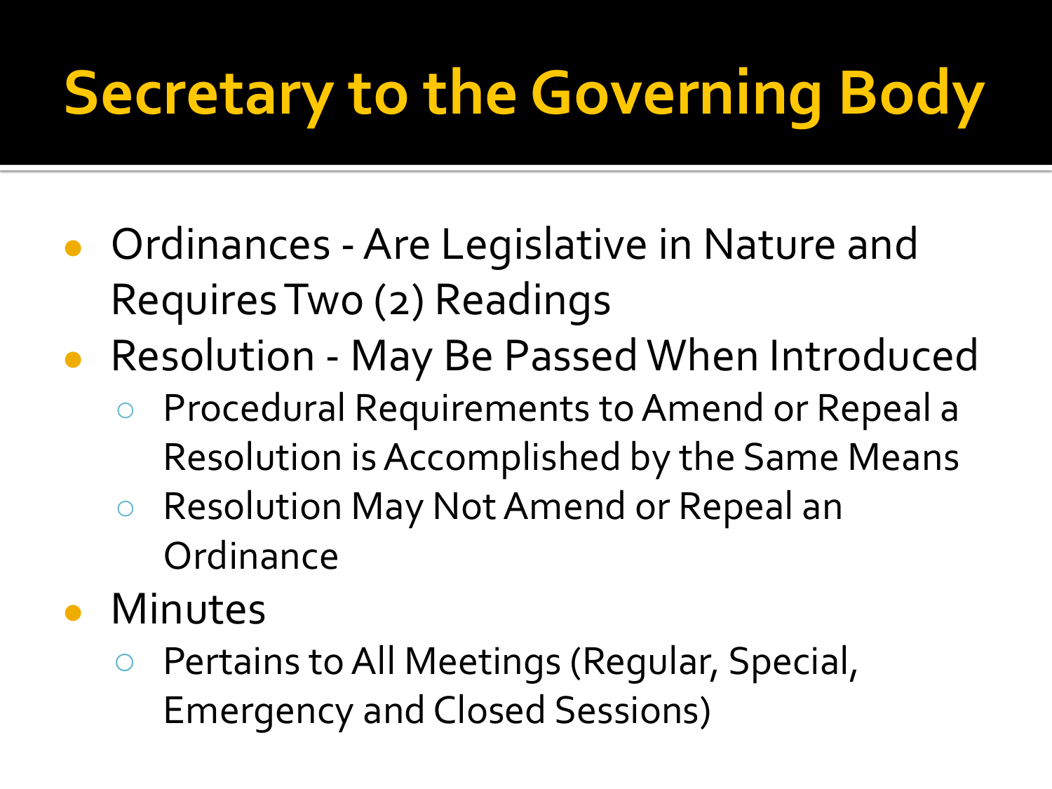# Secretary to the Governing Body

- Ordinances - Are Legislative in Nature and Requires Two (2) Readings
- Resolution - May Be Passed When Introduced
  - Procedural Requirements to Amend or Repeal a Resolution is Accomplished by the Same Means
  - Resolution May Not Amend or Repeal an Ordinance
- Minutes
  - Pertains to All Meetings (Regular, Special, Emergency and Closed Sessions)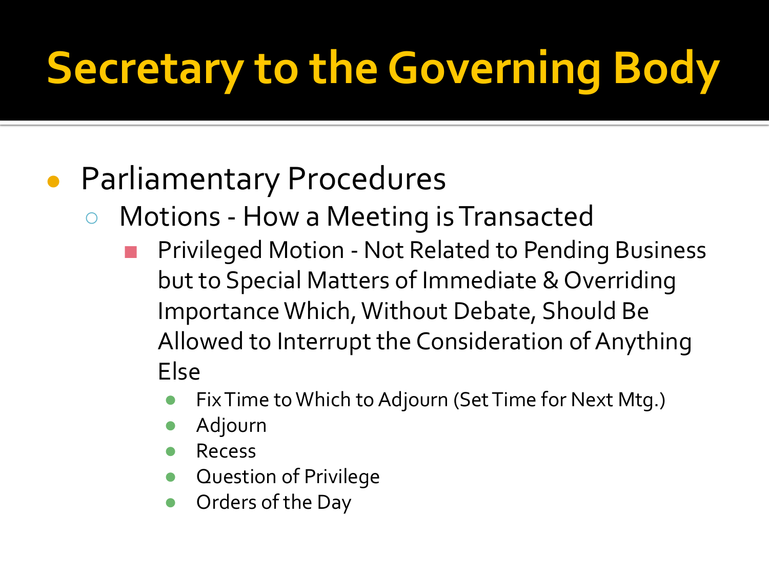# Secretary to the Governing Body

- Parliamentary Procedures
  - Motions - How a Meeting is Transacted
    - Privileged Motion - Not Related to Pending Business but to Special Matters of Immediate & Overriding Importance Which, Without Debate, Should Be Allowed to Interrupt the Consideration of Anything Else
      - Fix Time to Which to Adjourn (Set Time for Next Mtg.)
      - Adjourn
      - Recess
      - Question of Privilege
      - Orders of the Day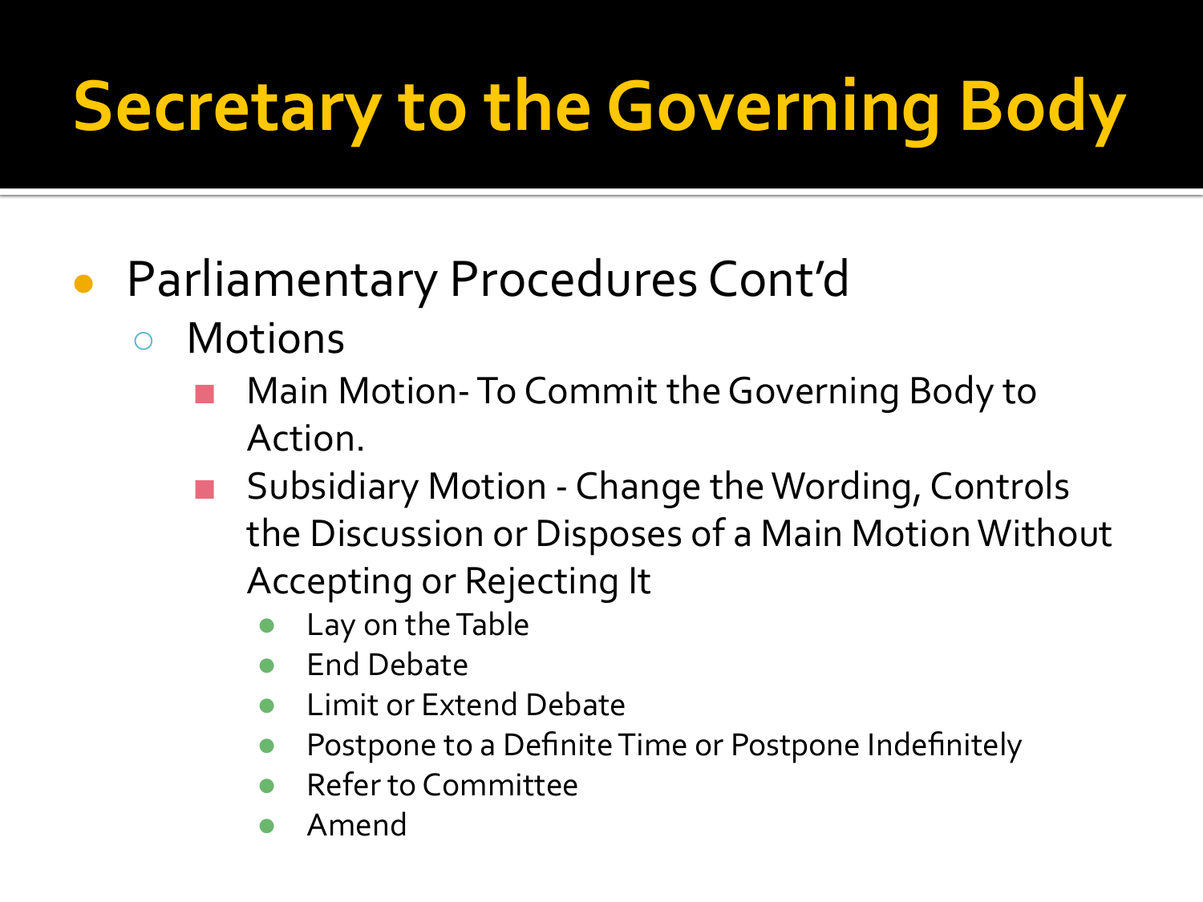# Secretary to the Governing Body

- Parliamentary Procedures Cont'd
  - Motions
    - Main Motion- To Commit the Governing Body to Action.
    - Subsidiary Motion - Change the Wording, Controls the Discussion or Disposes of a Main Motion Without Accepting or Rejecting It
      - Lay on the Table
      - End Debate
      - Limit or Extend Debate
      - Postpone to a Definite Time or Postpone Indefinitely
      - Refer to Committee
      - Amend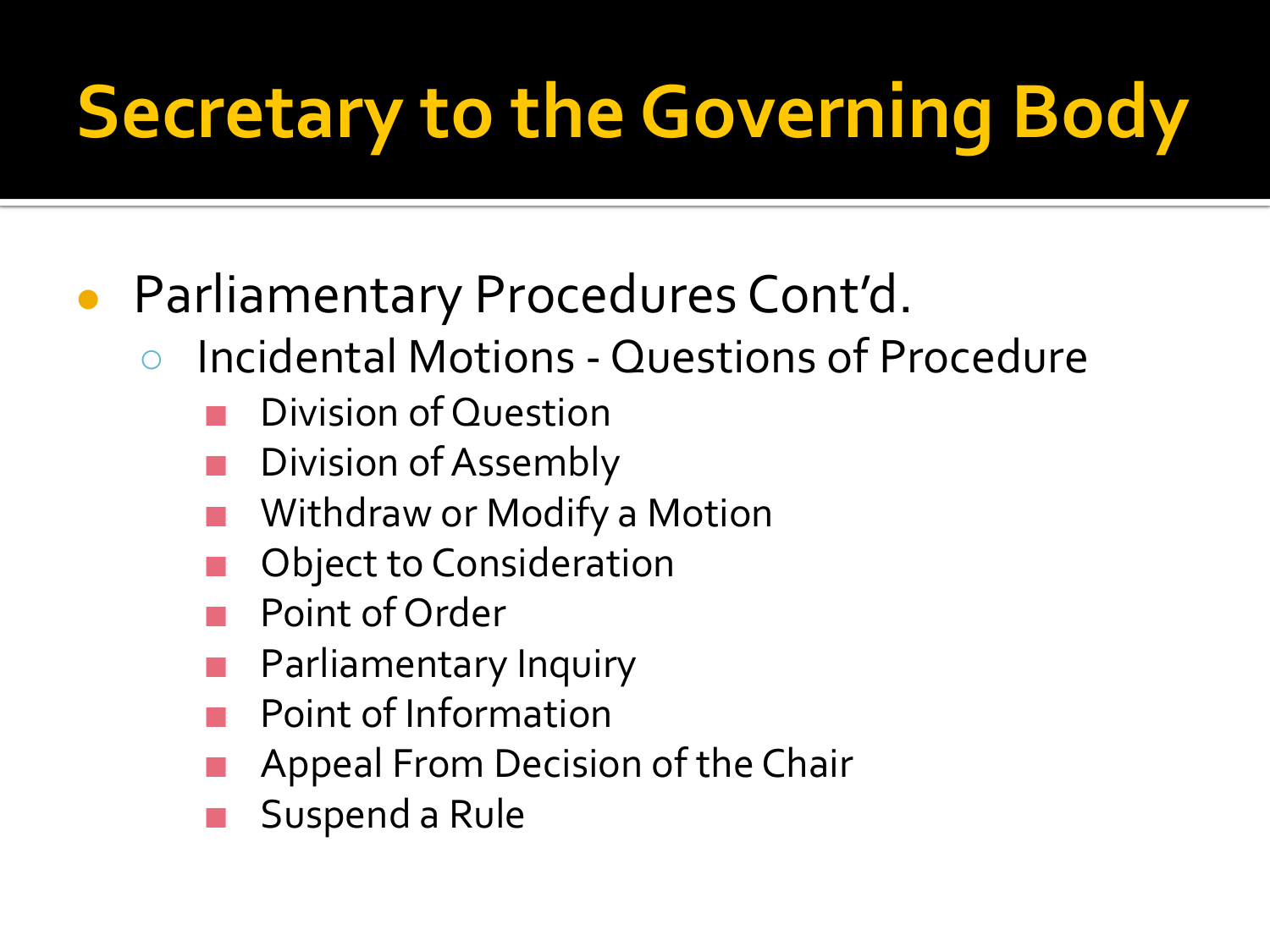# Secretary to the Governing Body

- Parliamentary Procedures Cont'd.
  - Incidental Motions - Questions of Procedure
    - Division of Question
    - Division of Assembly
    - Withdraw or Modify a Motion
    - Object to Consideration
    - Point of Order
    - Parliamentary Inquiry
    - Point of Information
    - Appeal From Decision of the Chair
    - Suspend a Rule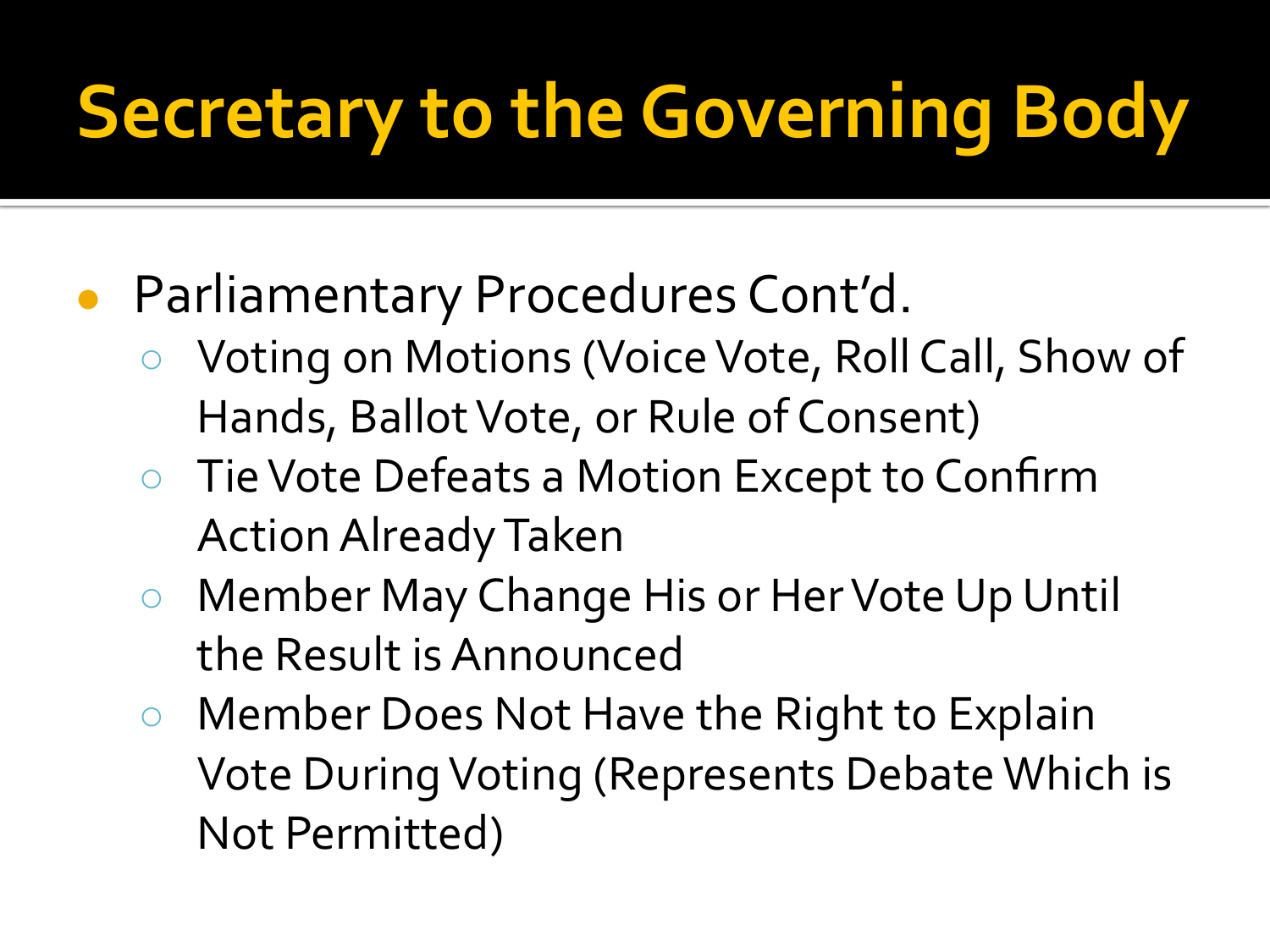# Secretary to the Governing Body

- Parliamentary Procedures Cont'd.
  - Voting on Motions (Voice Vote, Roll Call, Show of Hands, Ballot Vote, or Rule of Consent)
  - Tie Vote Defeats a Motion Except to Confirm Action Already Taken
  - Member May Change His or Her Vote Up Until the Result is Announced
  - Member Does Not Have the Right to Explain Vote During Voting (Represents Debate Which is Not Permitted)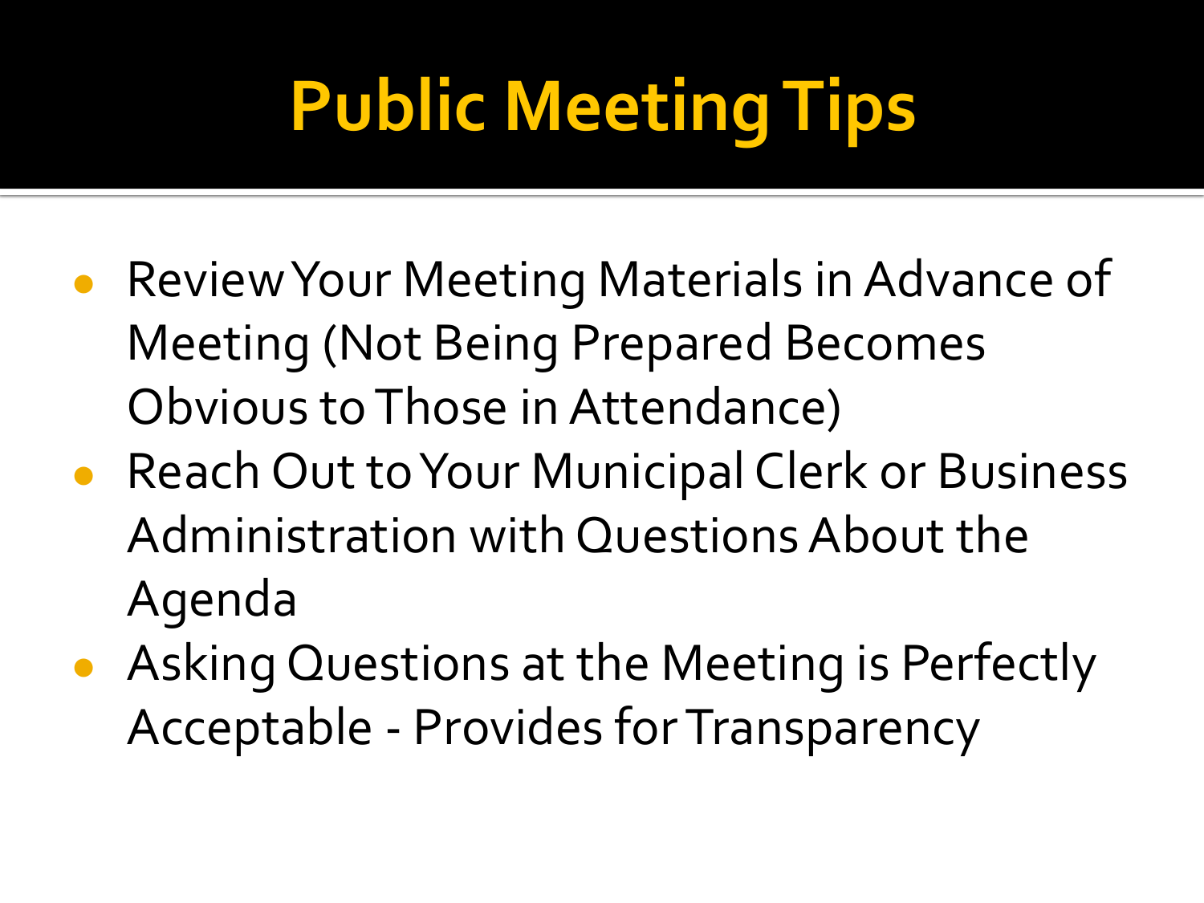# Public Meeting Tips

- Review Your Meeting Materials in Advance of Meeting (Not Being Prepared Becomes Obvious to Those in Attendance)
- Reach Out to Your Municipal Clerk or Business Administration with Questions About the Agenda
- Asking Questions at the Meeting is Perfectly Acceptable - Provides for Transparency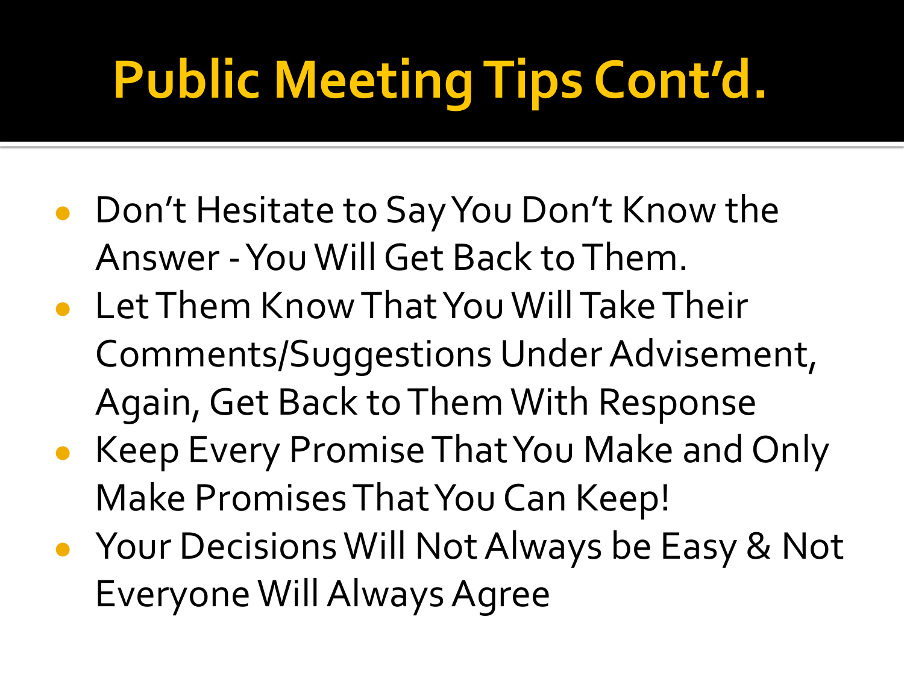# Public Meeting Tips Cont'd.

- Don't Hesitate to Say You Don't Know the Answer - You Will Get Back to Them.
- Let Them Know That You Will Take Their Comments/Suggestions Under Advisement, Again, Get Back to Them With Response
- Keep Every Promise That You Make and Only Make Promises That You Can Keep!
- Your Decisions Will Not Always be Easy & Not Everyone Will Always Agree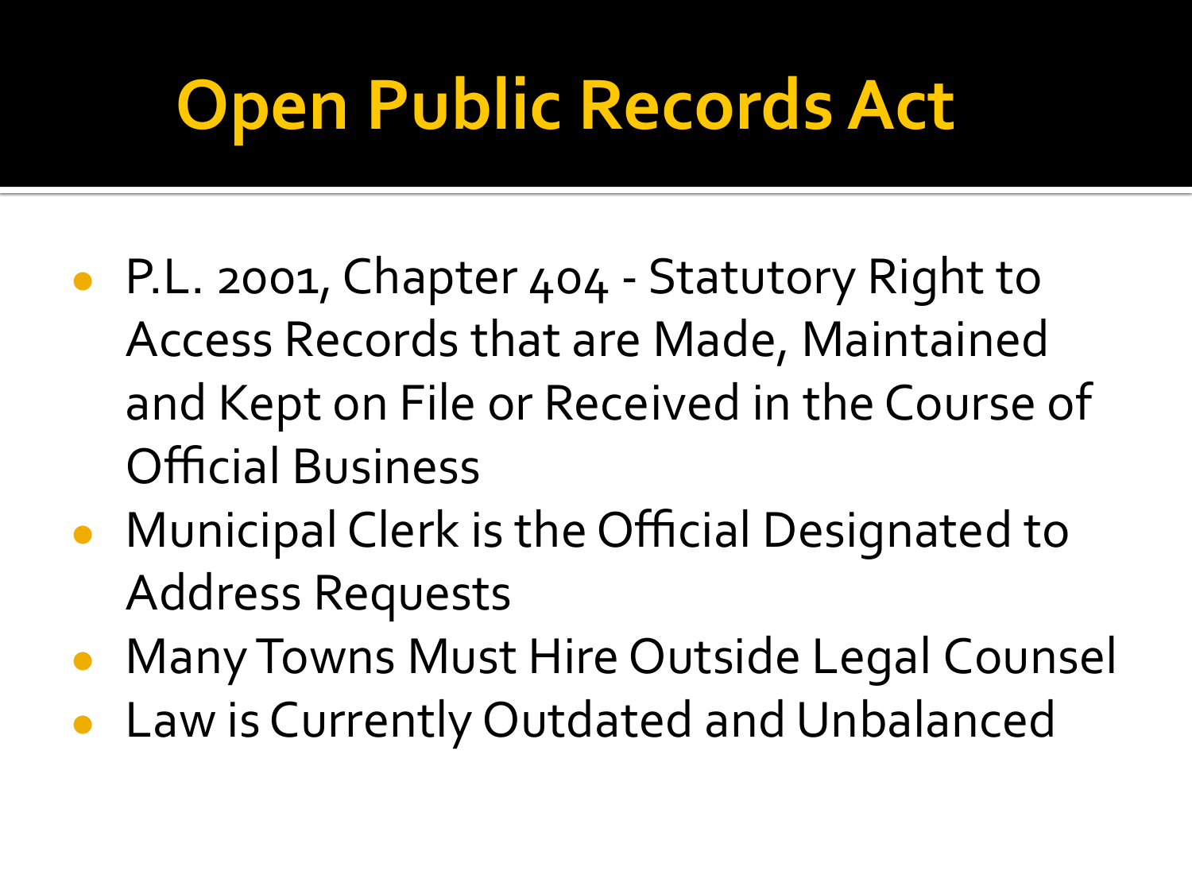# Open Public Records Act

- P.L. 2001, Chapter 404 - Statutory Right to Access Records that are Made, Maintained and Kept on File or Received in the Course of Official Business
- Municipal Clerk is the Official Designated to Address Requests
- Many Towns Must Hire Outside Legal Counsel
- Law is Currently Outdated and Unbalanced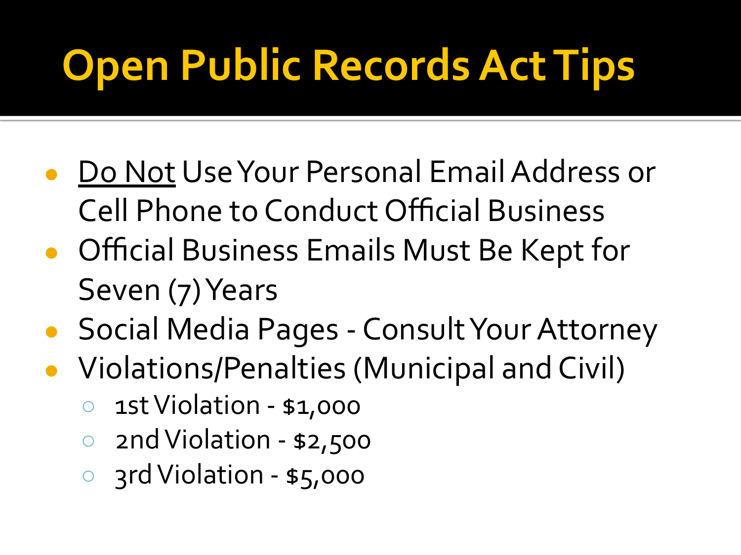# Open Public Records Act Tips

- <u>Do Not</u> Use Your Personal Email Address or Cell Phone to Conduct Official Business
- Official Business Emails Must Be Kept for Seven (7) Years
- Social Media Pages - Consult Your Attorney
- Violations/Penalties (Municipal and Civil)
  - 1st Violation - $1,000
  - 2nd Violation - $2,500
  - 3rd Violation - $5,000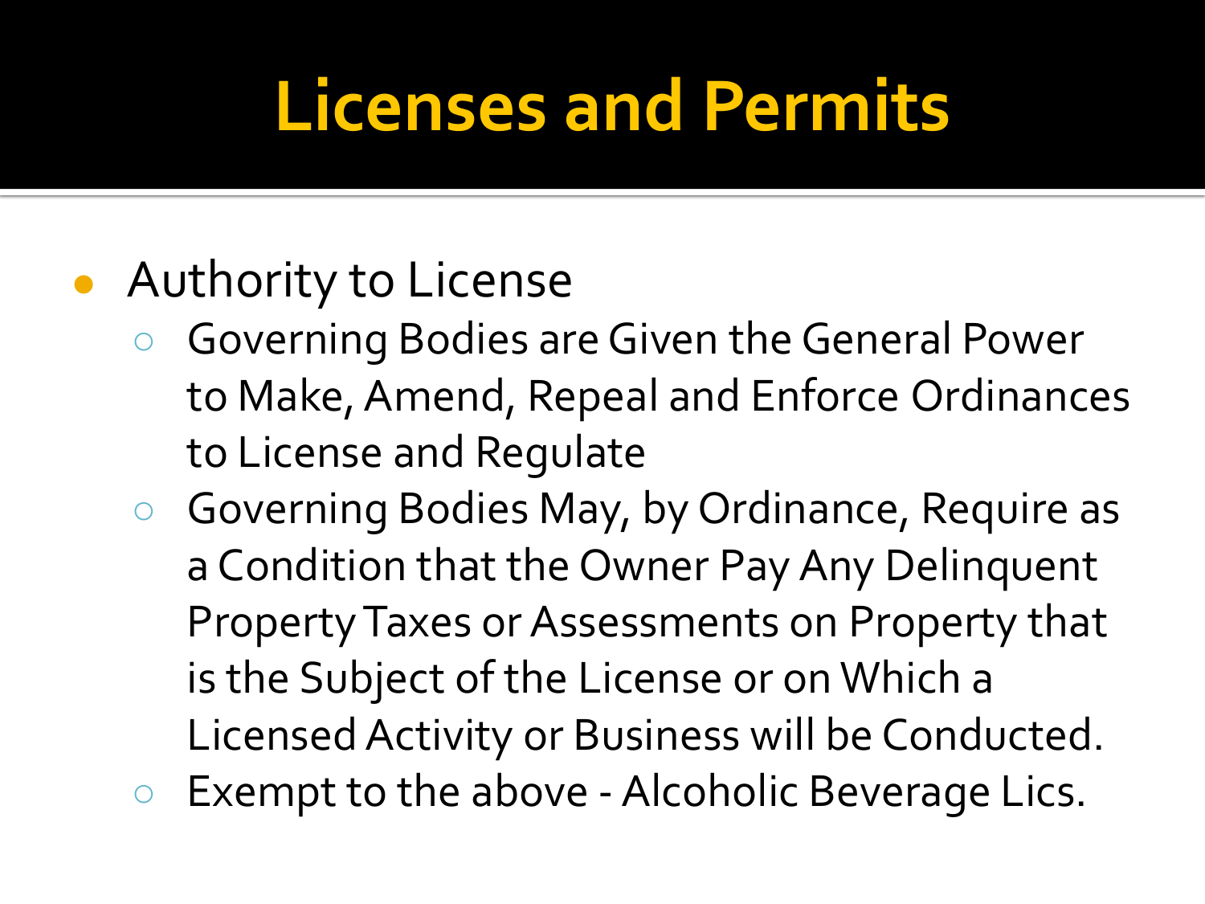# Licenses and Permits

- Authority to License
  - Governing Bodies are Given the General Power to Make, Amend, Repeal and Enforce Ordinances to License and Regulate
  - Governing Bodies May, by Ordinance, Require as a Condition that the Owner Pay Any Delinquent Property Taxes or Assessments on Property that is the Subject of the License or on Which a Licensed Activity or Business will be Conducted.
  - Exempt to the above - Alcoholic Beverage Lics.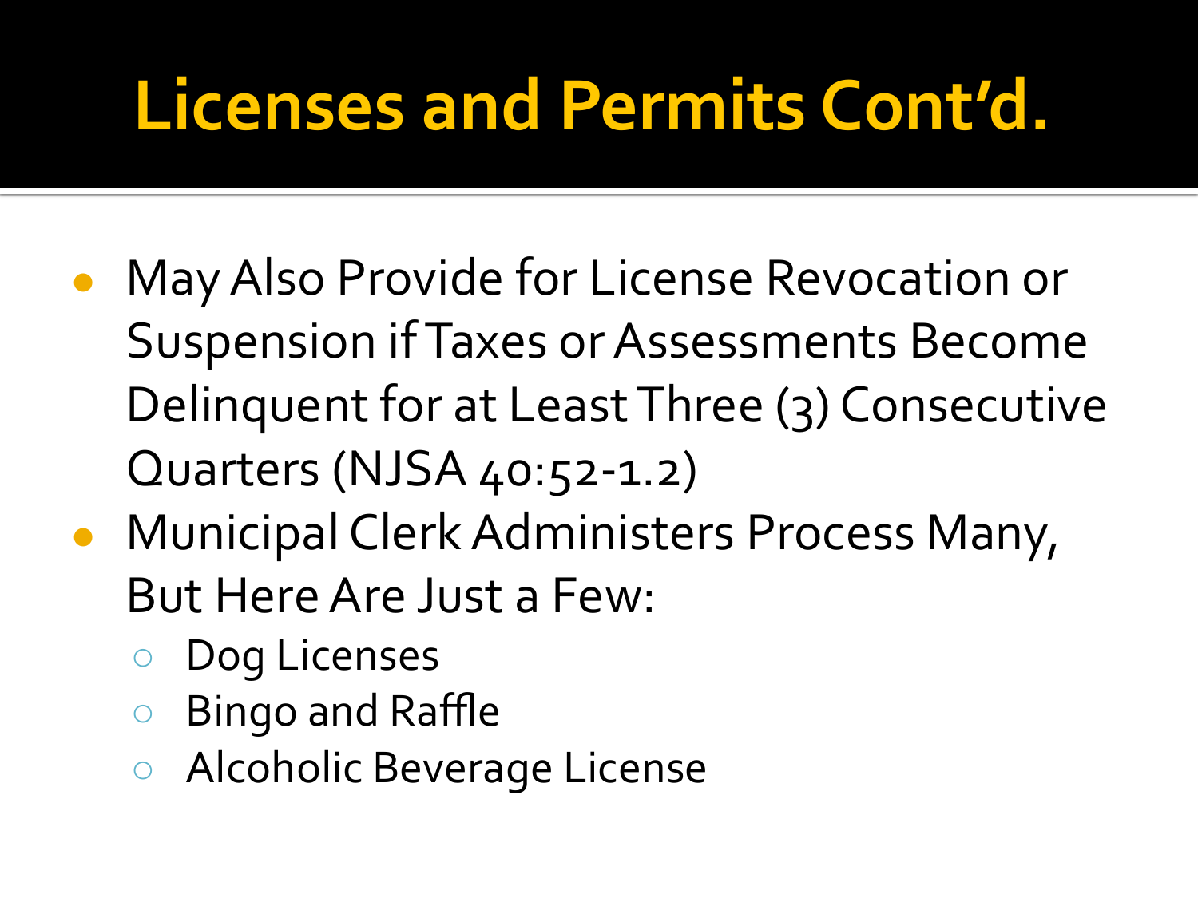# Licenses and Permits Cont'd.

- May Also Provide for License Revocation or Suspension if Taxes or Assessments Become Delinquent for at Least Three (3) Consecutive Quarters (NJSA 40:52-1.2)
- Municipal Clerk Administers Process Many, But Here Are Just a Few:
  - Dog Licenses
  - Bingo and Raffle
  - Alcoholic Beverage License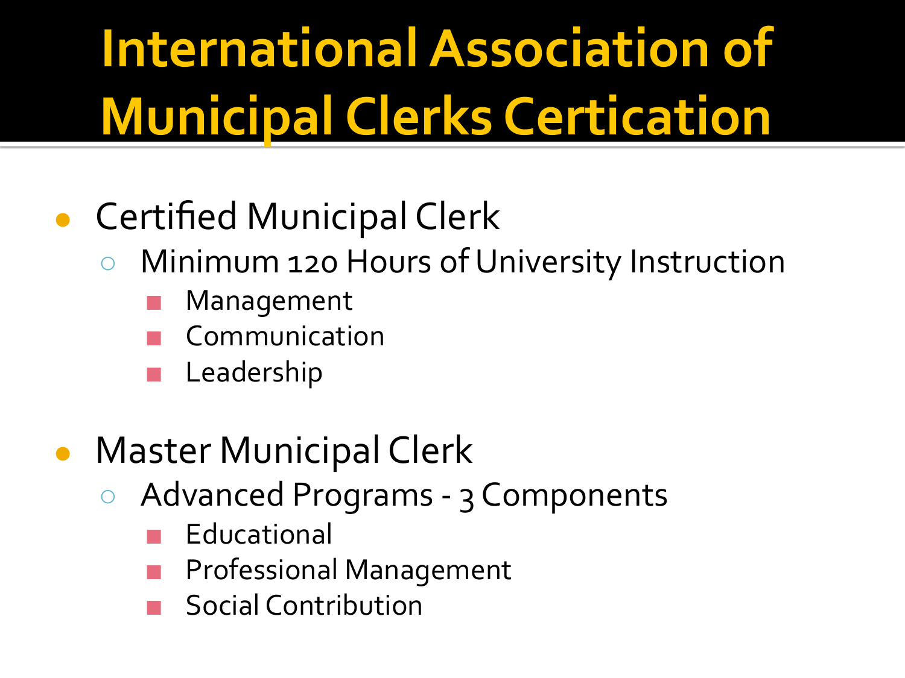# International Association of Municipal Clerks Certication

- Certified Municipal Clerk
  - Minimum 120 Hours of University Instruction
    - Management
    - Communication
    - Leadership
- Master Municipal Clerk
  - Advanced Programs - 3 Components
    - Educational
    - Professional Management
    - Social Contribution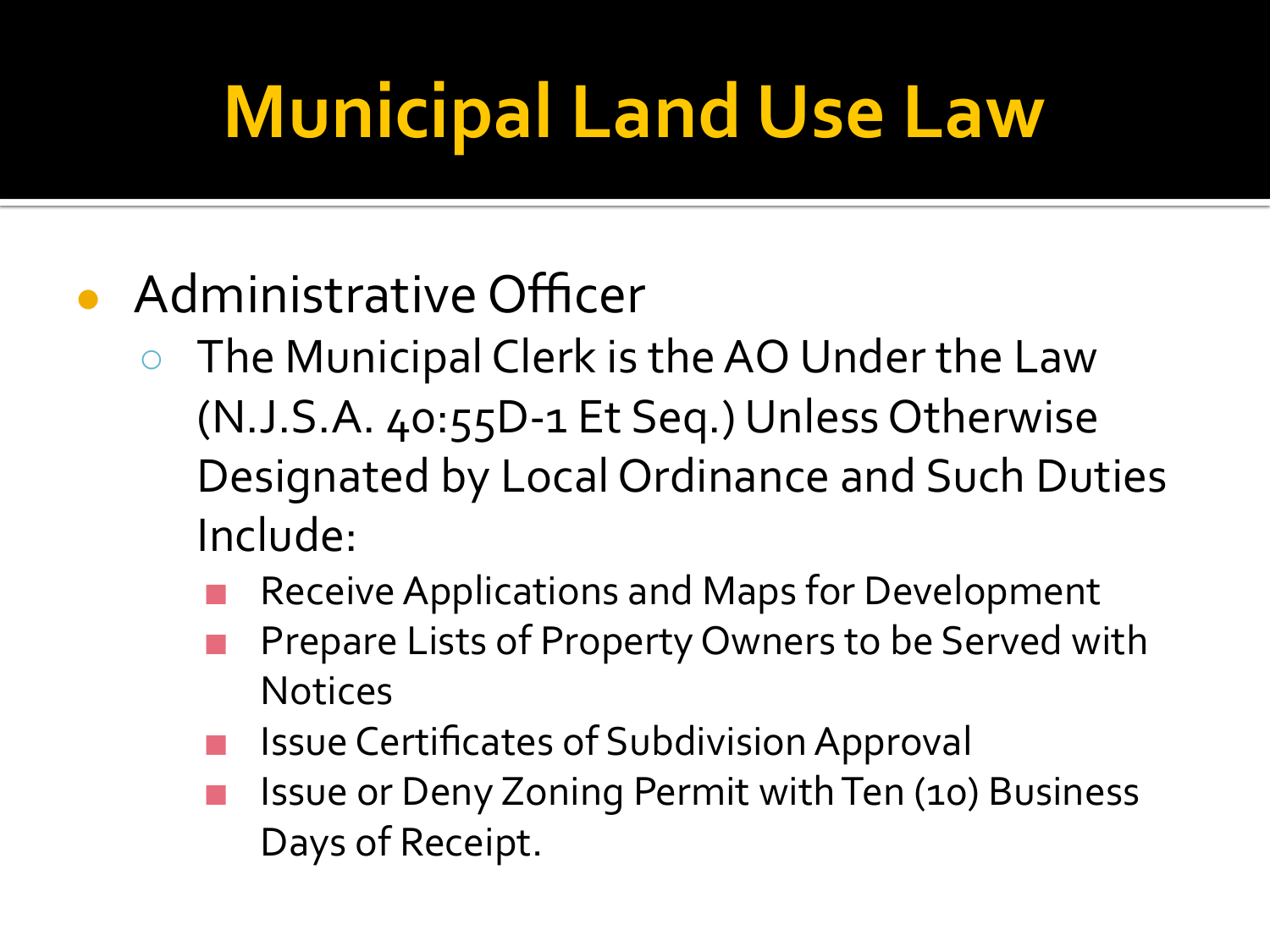# Municipal Land Use Law

- Administrative Officer
  - The Municipal Clerk is the AO Under the Law (N.J.S.A. 40:55D-1 Et Seq.) Unless Otherwise Designated by Local Ordinance and Such Duties Include:
    - Receive Applications and Maps for Development
    - Prepare Lists of Property Owners to be Served with Notices
    - Issue Certificates of Subdivision Approval
    - Issue or Deny Zoning Permit with Ten (10) Business Days of Receipt.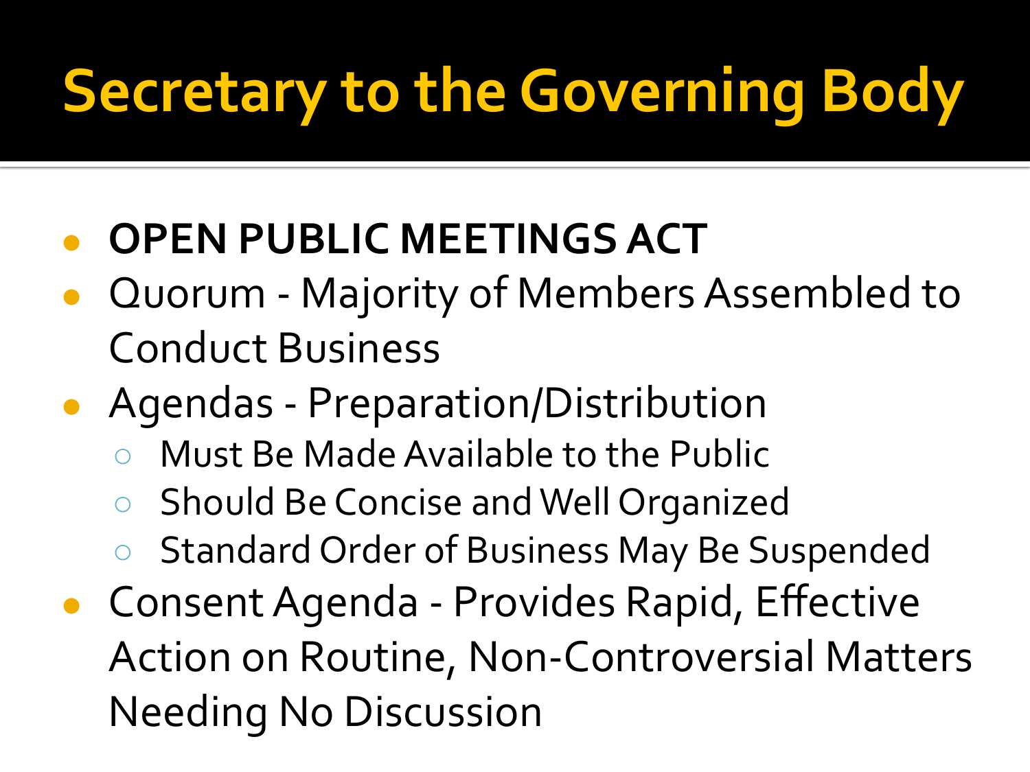# Secretary to the Governing Body

- **OPEN PUBLIC MEETINGS ACT**
- Quorum - Majority of Members Assembled to Conduct Business
- Agendas - Preparation/Distribution
  - Must Be Made Available to the Public
  - Should Be Concise and Well Organized
  - Standard Order of Business May Be Suspended
- Consent Agenda - Provides Rapid, Effective Action on Routine, Non-Controversial Matters Needing No Discussion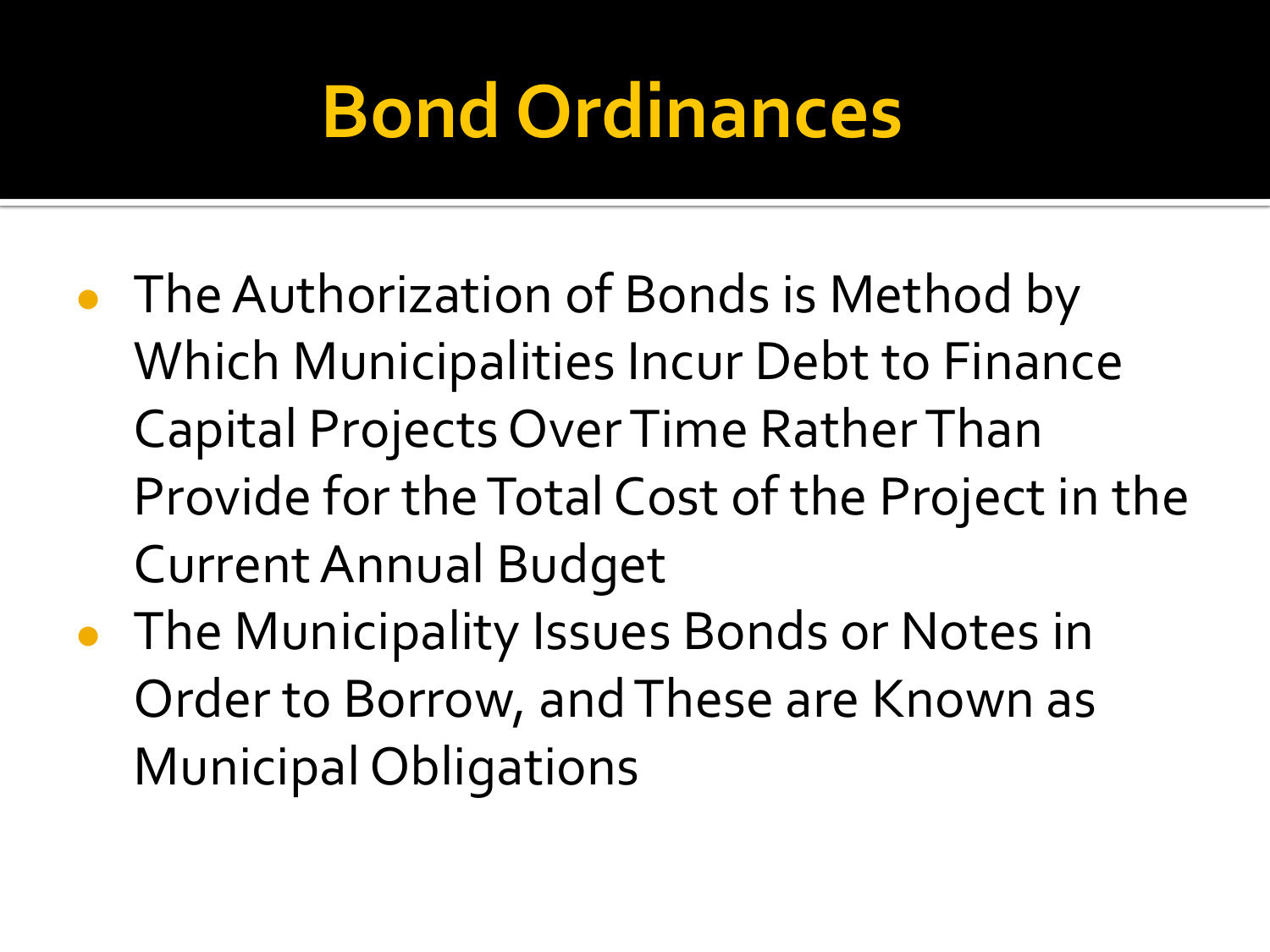# Bond Ordinances

- The Authorization of Bonds is Method by Which Municipalities Incur Debt to Finance Capital Projects Over Time Rather Than Provide for the Total Cost of the Project in the Current Annual Budget
- The Municipality Issues Bonds or Notes in Order to Borrow, and These are Known as Municipal Obligations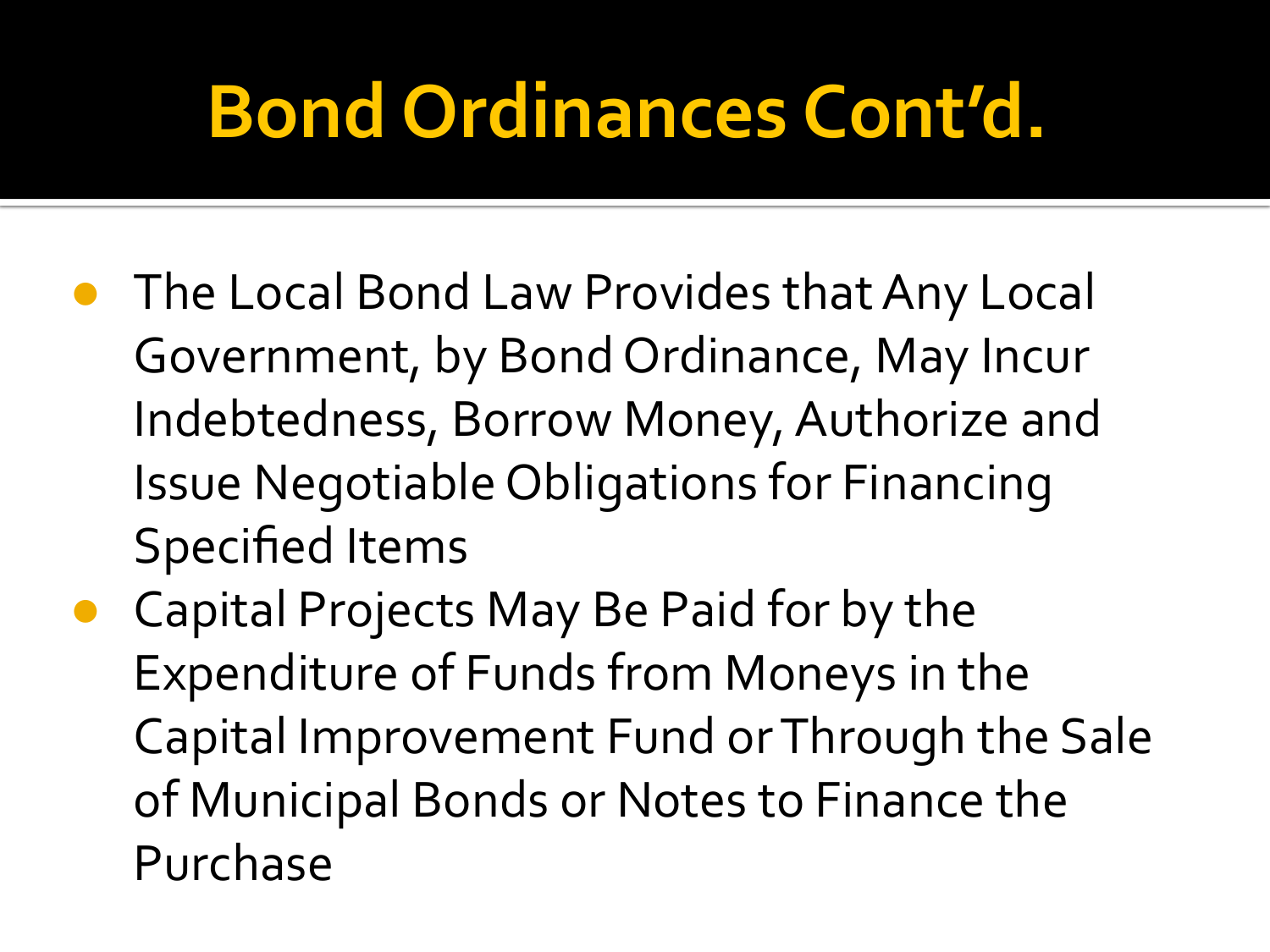# Bond Ordinances Cont'd.

- The Local Bond Law Provides that Any Local Government, by Bond Ordinance, May Incur Indebtedness, Borrow Money, Authorize and Issue Negotiable Obligations for Financing Specified Items
- Capital Projects May Be Paid for by the Expenditure of Funds from Moneys in the Capital Improvement Fund or Through the Sale of Municipal Bonds or Notes to Finance the Purchase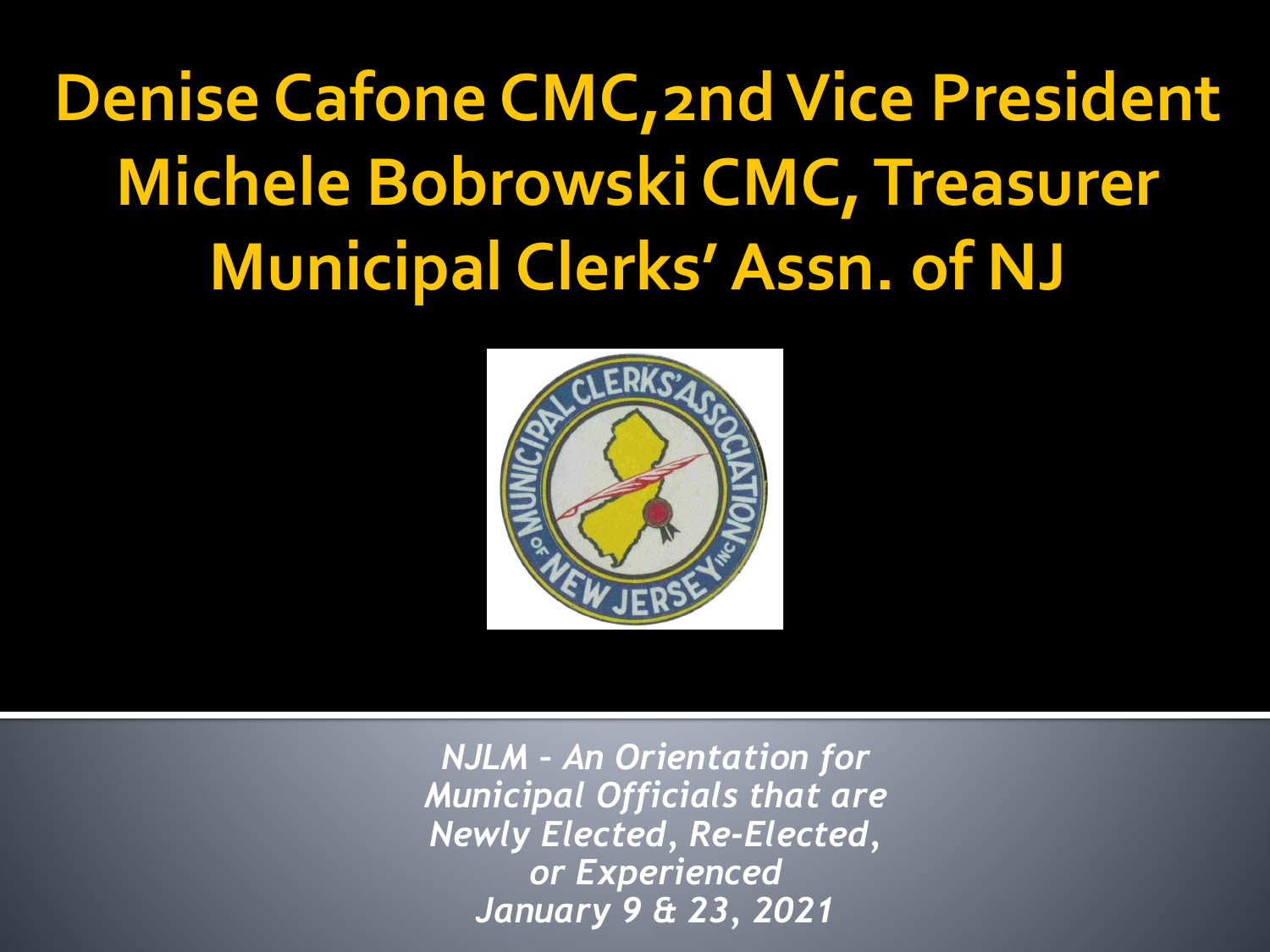# Denise Cafone CMC, 2nd Vice President
# Michele Bobrowski CMC, Treasurer
# Municipal Clerks' Assn. of NJ

*NJLM – An Orientation for Municipal Officials that are Newly Elected, Re-Elected, or Experienced*
*January 9 & 23, 2021*